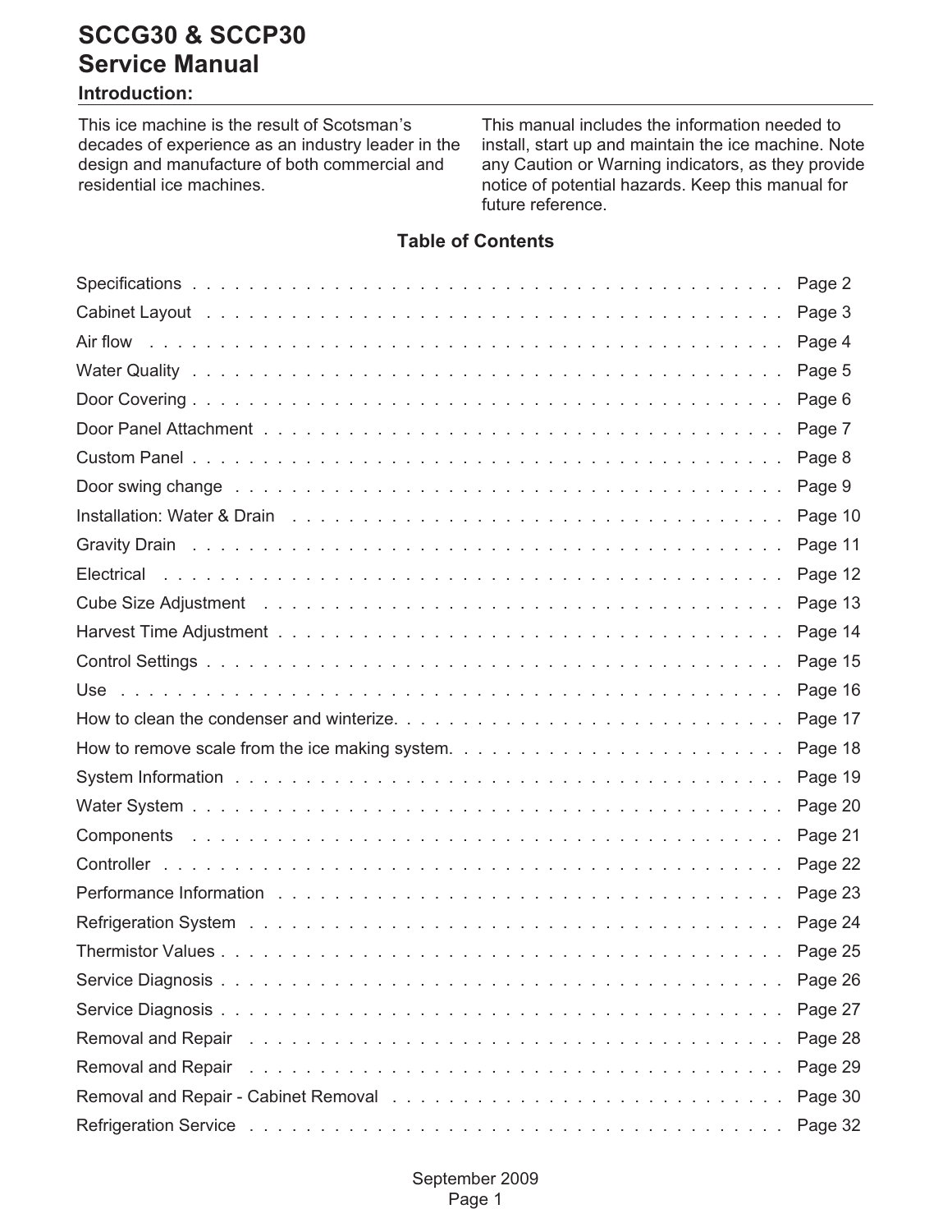# SCCG30 & SCCP30
# Service Manual

## Introduction:

This ice machine is the result of Scotsman's decades of experience as an industry leader in the design and manufacture of both commercial and residential ice machines.

This manual includes the information needed to install, start up and maintain the ice machine. Note any Caution or Warning indicators, as they provide notice of potential hazards. Keep this manual for future reference.

### Table of Contents

| | |
|---|---|
| Specifications | Page 2 |
| Cabinet Layout | Page 3 |
| Air flow | Page 4 |
| Water Quality | Page 5 |
| Door Covering | Page 6 |
| Door Panel Attachment | Page 7 |
| Custom Panel | Page 8 |
| Door swing change | Page 9 |
| Installation: Water & Drain | Page 10 |
| Gravity Drain | Page 11 |
| Electrical | Page 12 |
| Cube Size Adjustment | Page 13 |
| Harvest Time Adjustment | Page 14 |
| Control Settings | Page 15 |
| Use | Page 16 |
| How to clean the condenser and winterize. | Page 17 |
| How to remove scale from the ice making system. | Page 18 |
| System Information | Page 19 |
| Water System | Page 20 |
| Components | Page 21 |
| Controller | Page 22 |
| Performance Information | Page 23 |
| Refrigeration System | Page 24 |
| Thermistor Values | Page 25 |
| Service Diagnosis | Page 26 |
| Service Diagnosis | Page 27 |
| Removal and Repair | Page 28 |
| Removal and Repair | Page 29 |
| Removal and Repair - Cabinet Removal | Page 30 |
| Refrigeration Service | Page 32 |

September 2009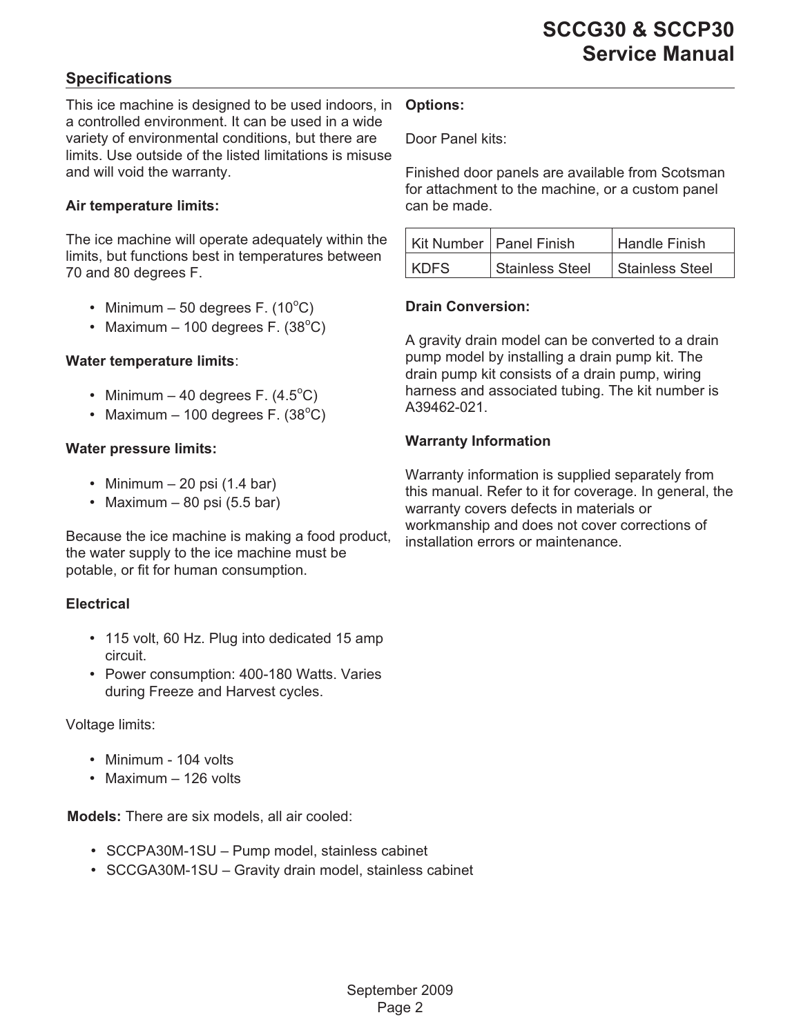## Specifications

This ice machine is designed to be used indoors, in a controlled environment. It can be used in a wide variety of environmental conditions, but there are limits. Use outside of the listed limitations is misuse and will void the warranty.

**Air temperature limits:**

The ice machine will operate adequately within the limits, but functions best in temperatures between 70 and 80 degrees F.

- Minimum – 50 degrees F. (10$^{o}$C)
- Maximum – 100 degrees F. (38$^{o}$C)

**Water temperature limits**:

- Minimum – 40 degrees F. (4.5$^{o}$C)
- Maximum – 100 degrees F. (38$^{o}$C)

**Water pressure limits:**

- Minimum – 20 psi (1.4 bar)
- Maximum – 80 psi (5.5 bar)

Because the ice machine is making a food product, the water supply to the ice machine must be potable, or fit for human consumption.

**Electrical**

- 115 volt, 60 Hz. Plug into dedicated 15 amp circuit.
- Power consumption: 400-180 Watts. Varies during Freeze and Harvest cycles.

Voltage limits:

- Minimum - 104 volts
- Maximum – 126 volts

**Models:** There are six models, all air cooled:

- SCCPA30M-1SU – Pump model, stainless cabinet
- SCCGA30M-1SU – Gravity drain model, stainless cabinet

**Options:**

Door Panel kits:

Finished door panels are available from Scotsman for attachment to the machine, or a custom panel can be made.

| Kit Number | Panel Finish | Handle Finish |
|---|---|---|
| KDFS | Stainless Steel | Stainless Steel |

**Drain Conversion:**

A gravity drain model can be converted to a drain pump model by installing a drain pump kit. The drain pump kit consists of a drain pump, wiring harness and associated tubing. The kit number is A39462-021.

**Warranty Information**

Warranty information is supplied separately from this manual. Refer to it for coverage. In general, the warranty covers defects in materials or workmanship and does not cover corrections of installation errors or maintenance.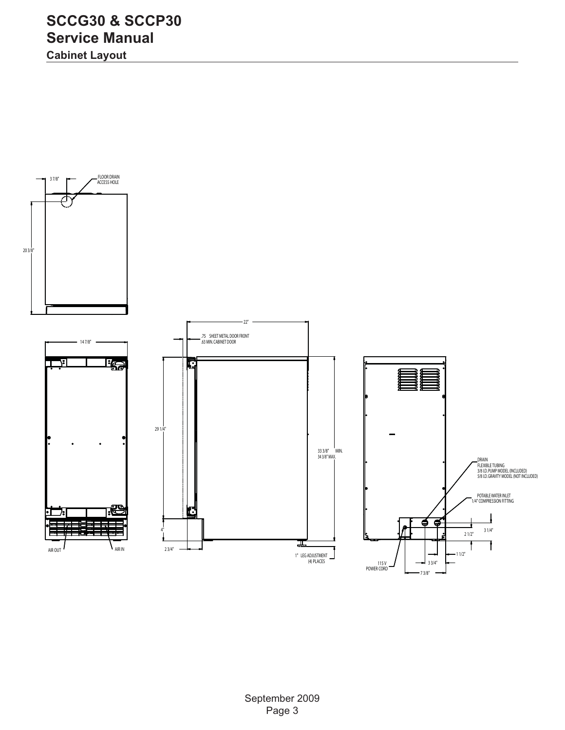# SCCG30 & SCCP30
# Service Manual
## Cabinet Layout

3 7/8"

FLOOR DRAIN ACCESS HOLE

20 3/8"

14 7/8"

AIR OUT

AIR IN

22"

.75 SHEET METAL DOOR FRONT
.63 MIN. CABINET DOOR

29 1/4"

33 3/8" MIN.
34 3/8" MAX.

4"

2 3/4"

1" LEG ADJUSTMENT
(4) PLACES

DRAIN
FLEXIBLE TUBING
3/8 I.D. PUMP MODEL (INCLUDED)
5/8 I.D. GRAVITY MODEL (NOT INCLUDED)

POTABLE WATER INLET
1/4" COMPRESSION FITTING

3 1/4"

2 1/2"

1 1/2"

3 3/4"

7 3/8"

115 V
POWER CORD

September 2009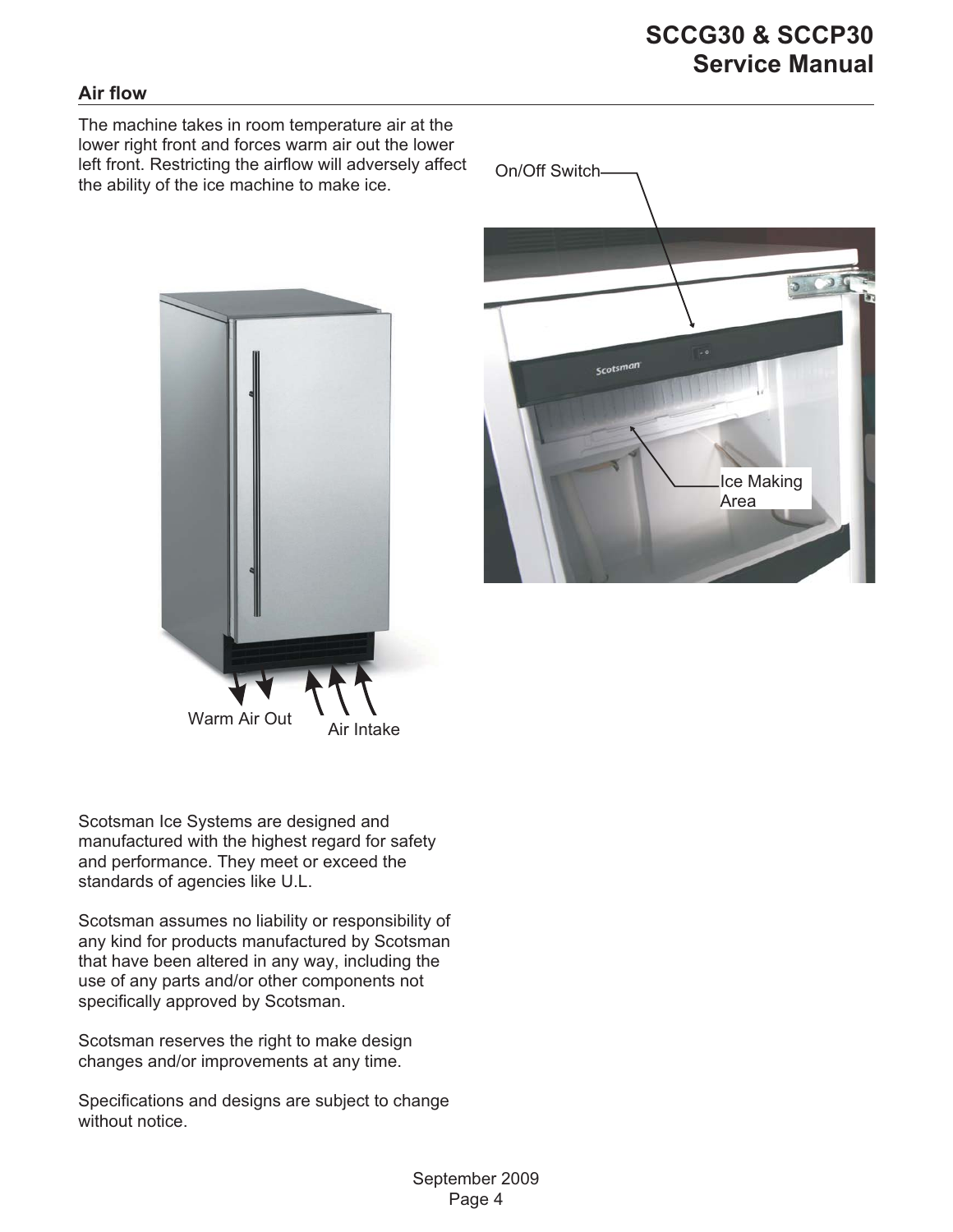## Air flow

The machine takes in room temperature air at the lower right front and forces warm air out the lower left front. Restricting the airflow will adversely affect the ability of the ice machine to make ice.

Warm Air Out

Air Intake

On/Off Switch

Ice Making Area

Scotsman Ice Systems are designed and manufactured with the highest regard for safety and performance. They meet or exceed the standards of agencies like U.L.

Scotsman assumes no liability or responsibility of any kind for products manufactured by Scotsman that have been altered in any way, including the use of any parts and/or other components not specifically approved by Scotsman.

Scotsman reserves the right to make design changes and/or improvements at any time.

Specifications and designs are subject to change without notice.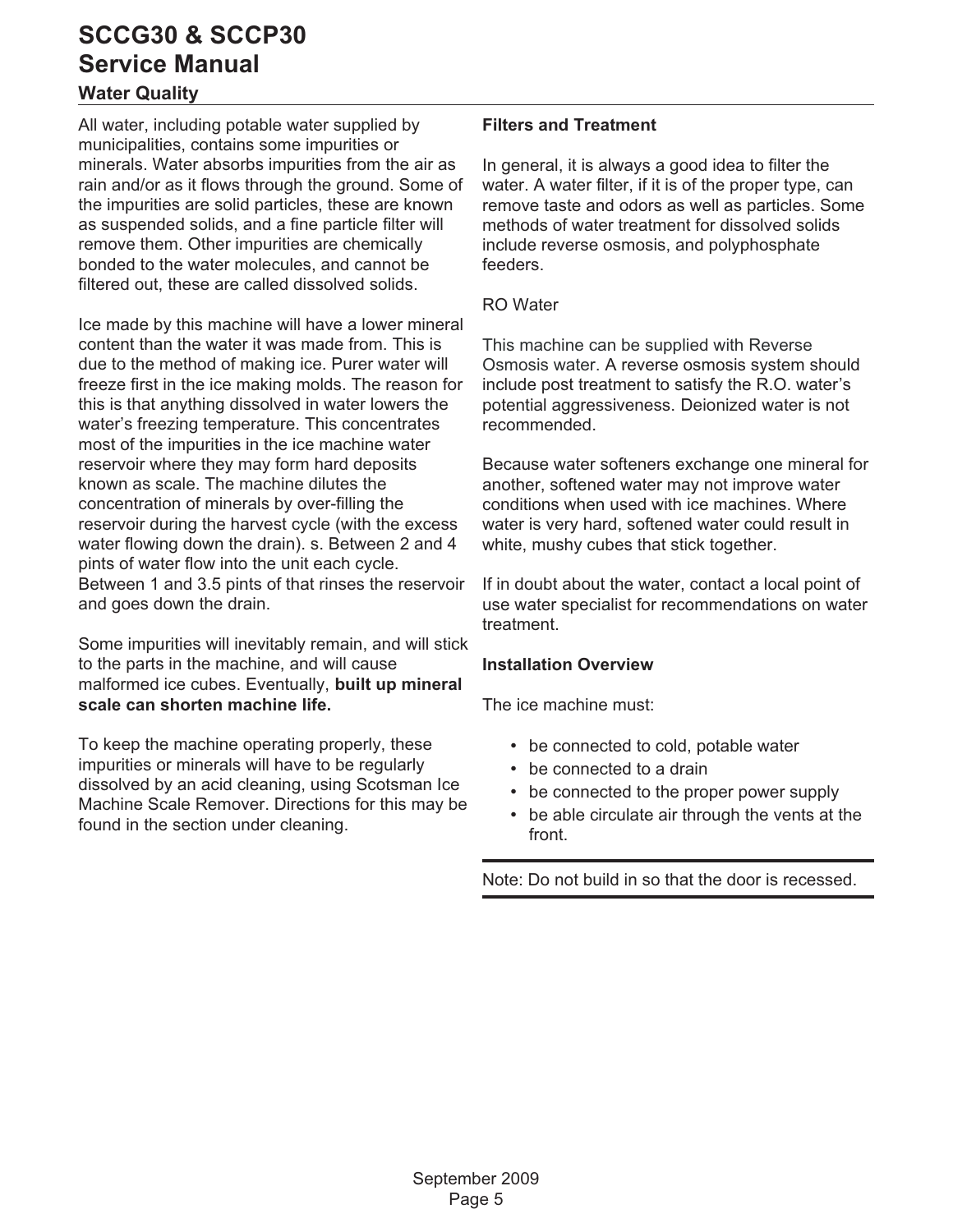## Water Quality

All water, including potable water supplied by municipalities, contains some impurities or minerals. Water absorbs impurities from the air as rain and/or as it flows through the ground. Some of the impurities are solid particles, these are known as suspended solids, and a fine particle filter will remove them. Other impurities are chemically bonded to the water molecules, and cannot be filtered out, these are called dissolved solids.

Ice made by this machine will have a lower mineral content than the water it was made from. This is due to the method of making ice. Purer water will freeze first in the ice making molds. The reason for this is that anything dissolved in water lowers the water's freezing temperature. This concentrates most of the impurities in the ice machine water reservoir where they may form hard deposits known as scale. The machine dilutes the concentration of minerals by over-filling the reservoir during the harvest cycle (with the excess water flowing down the drain). s. Between 2 and 4 pints of water flow into the unit each cycle. Between 1 and 3.5 pints of that rinses the reservoir and goes down the drain.

Some impurities will inevitably remain, and will stick to the parts in the machine, and will cause malformed ice cubes. Eventually, **built up mineral scale can shorten machine life.**

To keep the machine operating properly, these impurities or minerals will have to be regularly dissolved by an acid cleaning, using Scotsman Ice Machine Scale Remover. Directions for this may be found in the section under cleaning.

**Filters and Treatment**

In general, it is always a good idea to filter the water. A water filter, if it is of the proper type, can remove taste and odors as well as particles. Some methods of water treatment for dissolved solids include reverse osmosis, and polyphosphate feeders.

RO Water

This machine can be supplied with Reverse Osmosis water. A reverse osmosis system should include post treatment to satisfy the R.O. water's potential aggressiveness. Deionized water is not recommended.

Because water softeners exchange one mineral for another, softened water may not improve water conditions when used with ice machines. Where water is very hard, softened water could result in white, mushy cubes that stick together.

If in doubt about the water, contact a local point of use water specialist for recommendations on water treatment.

**Installation Overview**

The ice machine must:

- be connected to cold, potable water
- be connected to a drain
- be connected to the proper power supply
- be able circulate air through the vents at the front.

Note: Do not build in so that the door is recessed.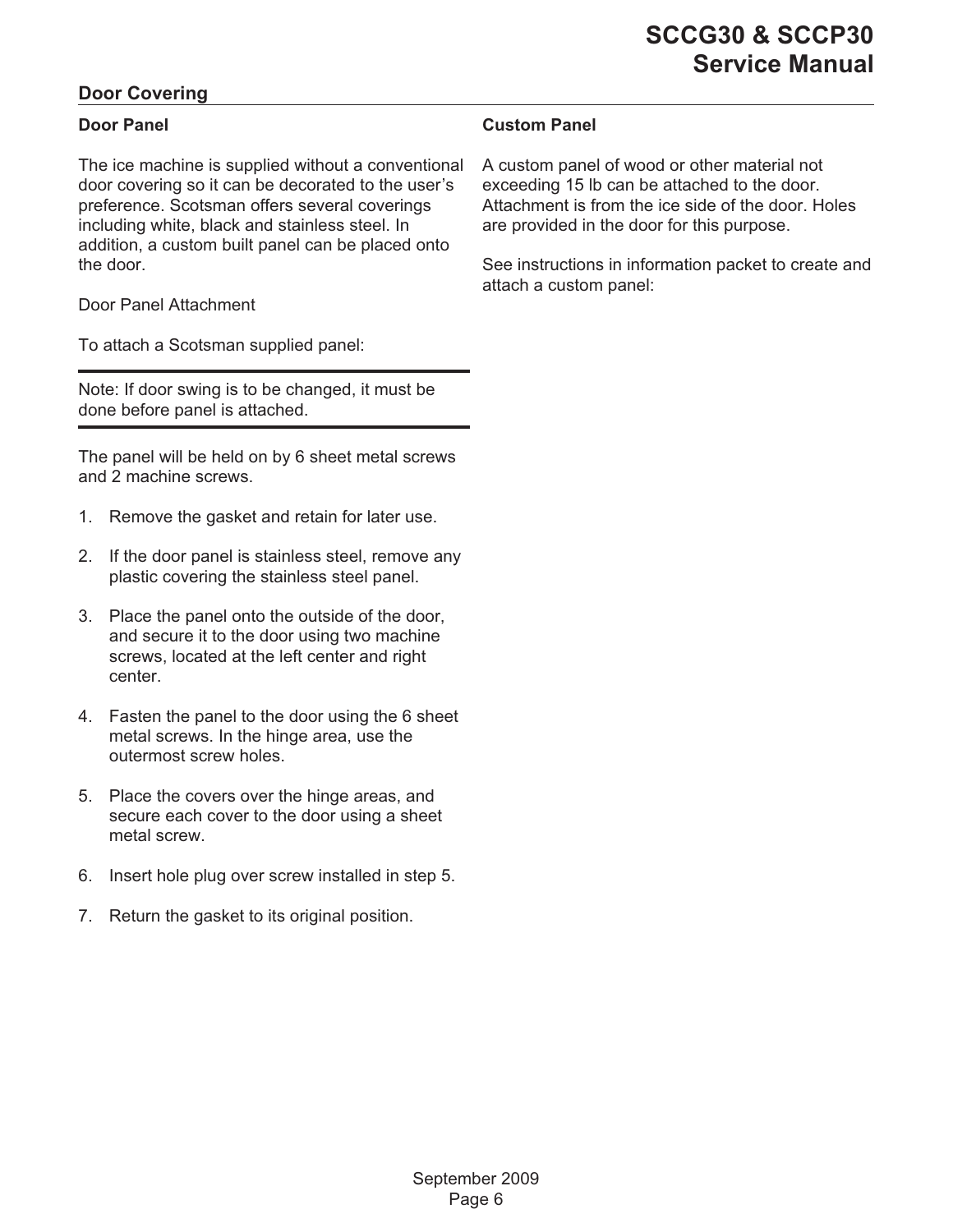## Door Covering

### Door Panel

The ice machine is supplied without a conventional door covering so it can be decorated to the user's preference. Scotsman offers several coverings including white, black and stainless steel. In addition, a custom built panel can be placed onto the door.

Door Panel Attachment

To attach a Scotsman supplied panel:

---

Note: If door swing is to be changed, it must be done before panel is attached.

---

The panel will be held on by 6 sheet metal screws and 2 machine screws.

1. Remove the gasket and retain for later use.
2. If the door panel is stainless steel, remove any plastic covering the stainless steel panel.
3. Place the panel onto the outside of the door, and secure it to the door using two machine screws, located at the left center and right center.
4. Fasten the panel to the door using the 6 sheet metal screws. In the hinge area, use the outermost screw holes.
5. Place the covers over the hinge areas, and secure each cover to the door using a sheet metal screw.
6. Insert hole plug over screw installed in step 5.
7. Return the gasket to its original position.

### Custom Panel

A custom panel of wood or other material not exceeding 15 lb can be attached to the door. Attachment is from the ice side of the door. Holes are provided in the door for this purpose.

See instructions in information packet to create and attach a custom panel: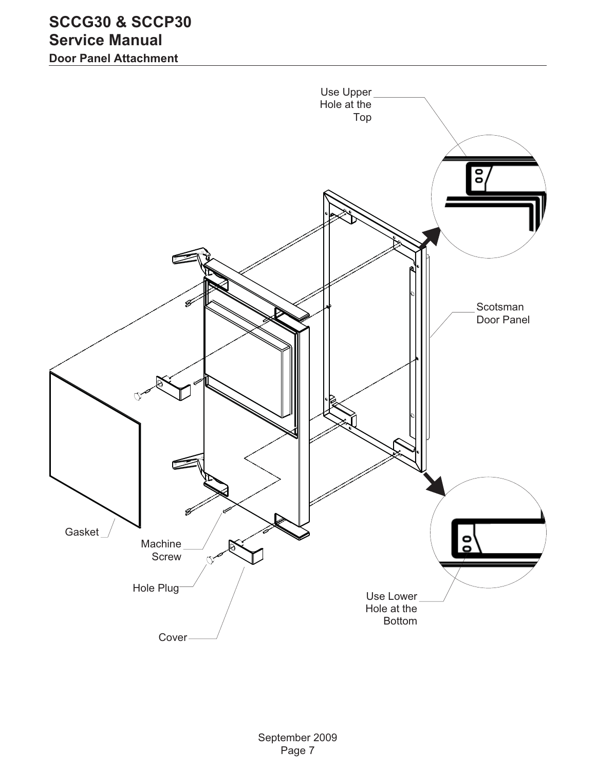### Door Panel Attachment

Use Upper Hole at the Top

Scotsman Door Panel

Gasket

Machine Screw

Hole Plug

Cover

Use Lower Hole at the Bottom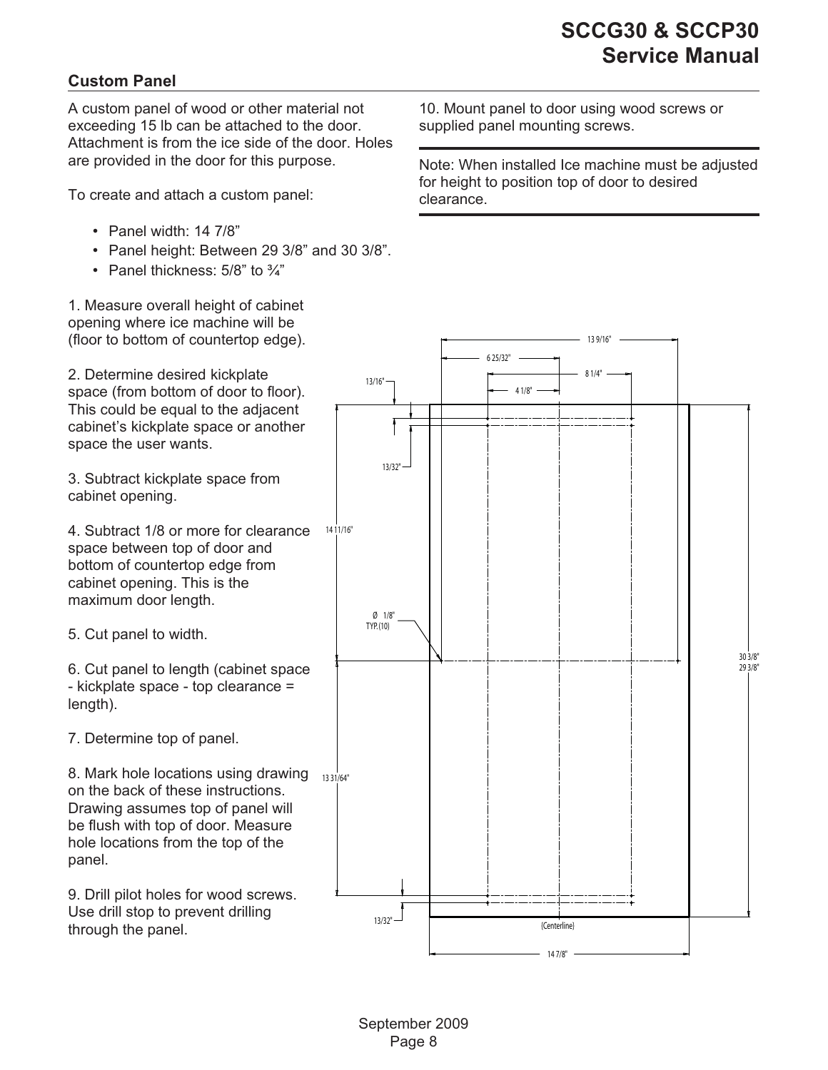## Custom Panel

A custom panel of wood or other material not exceeding 15 lb can be attached to the door. Attachment is from the ice side of the door. Holes are provided in the door for this purpose.

To create and attach a custom panel:

- Panel width: 14 7/8"
- Panel height: Between 29 3/8" and 30 3/8".
- Panel thickness: 5/8" to ¾"

1. Measure overall height of cabinet opening where ice machine will be (floor to bottom of countertop edge).

2. Determine desired kickplate space (from bottom of door to floor). This could be equal to the adjacent cabinet's kickplate space or another space the user wants.

3. Subtract kickplate space from cabinet opening.

4. Subtract 1/8 or more for clearance space between top of door and bottom of countertop edge from cabinet opening. This is the maximum door length.

5. Cut panel to width.

6. Cut panel to length (cabinet space - kickplate space - top clearance = length).

7. Determine top of panel.

8. Mark hole locations using drawing on the back of these instructions. Drawing assumes top of panel will be flush with top of door. Measure hole locations from the top of the panel.

9. Drill pilot holes for wood screws. Use drill stop to prevent drilling through the panel.

10. Mount panel to door using wood screws or supplied panel mounting screws.

Note: When installed Ice machine must be adjusted for height to position top of door to desired clearance.

13 9/16"
6 25/32"
8 1/4"
13/16"
4 1/8"
13/32"
14 11/16"
Ø 1/8" TYP. (10)
30 3/8"
29 3/8"
13 31/64"
13/32"
(Centerline)
14 7/8"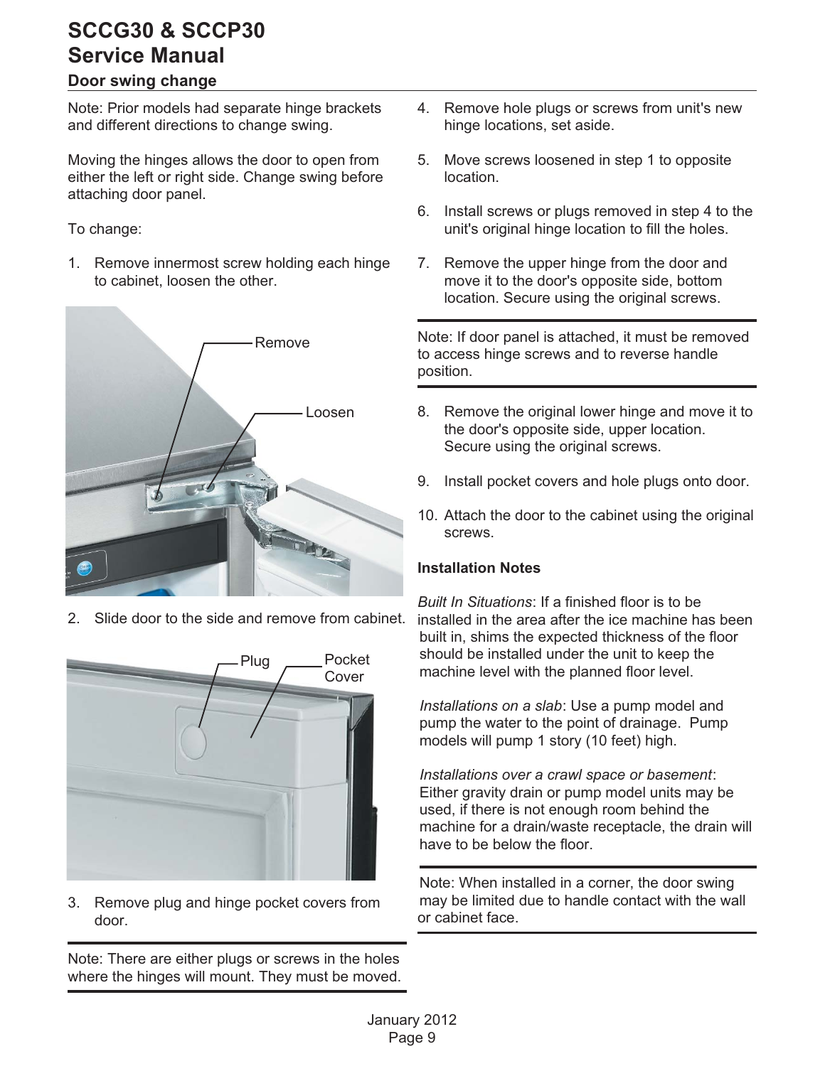# SCCG30 & SCCP30 Service Manual

## Door swing change

Note: Prior models had separate hinge brackets and different directions to change swing.

Moving the hinges allows the door to open from either the left or right side. Change swing before attaching door panel.

To change:

1. Remove innermost screw holding each hinge to cabinet, loosen the other.

Remove

Loosen

2. Slide door to the side and remove from cabinet.

Plug

Pocket Cover

3. Remove plug and hinge pocket covers from door.

Note: There are either plugs or screws in the holes where the hinges will mount. They must be moved.

4. Remove hole plugs or screws from unit's new hinge locations, set aside.
5. Move screws loosened in step 1 to opposite location.
6. Install screws or plugs removed in step 4 to the unit's original hinge location to fill the holes.
7. Remove the upper hinge from the door and move it to the door's opposite side, bottom location. Secure using the original screws.

Note: If door panel is attached, it must be removed to access hinge screws and to reverse handle position.

8. Remove the original lower hinge and move it to the door's opposite side, upper location. Secure using the original screws.
9. Install pocket covers and hole plugs onto door.
10. Attach the door to the cabinet using the original screws.

**Installation Notes**

*Built In Situations*: If a finished floor is to be installed in the area after the ice machine has been built in, shims the expected thickness of the floor should be installed under the unit to keep the machine level with the planned floor level.

*Installations on a slab*: Use a pump model and pump the water to the point of drainage. Pump models will pump 1 story (10 feet) high.

*Installations over a crawl space or basement*: Either gravity drain or pump model units may be used, if there is not enough room behind the machine for a drain/waste receptacle, the drain will have to be below the floor.

Note: When installed in a corner, the door swing may be limited due to handle contact with the wall or cabinet face.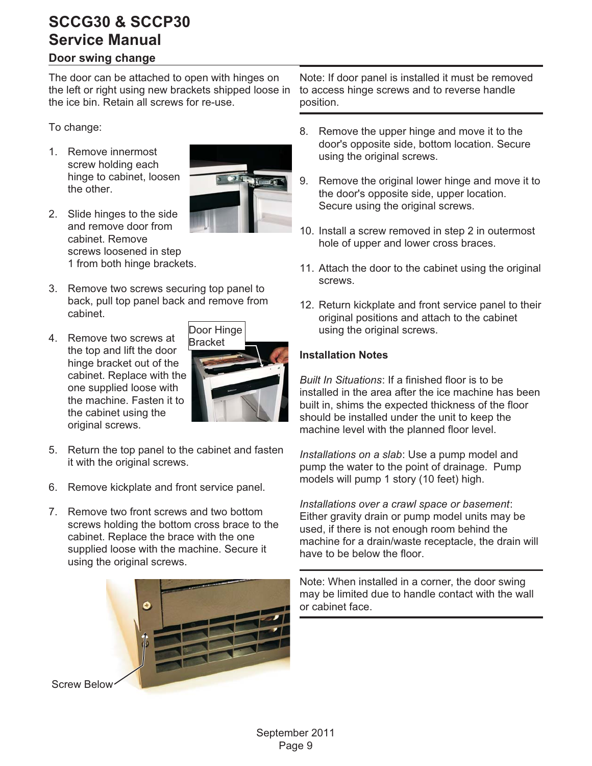# SCCG30 & SCCP30 Service Manual

## Door swing change

The door can be attached to open with hinges on the left or right using new brackets shipped loose in the ice bin. Retain all screws for re-use.

To change:

1. Remove innermost screw holding each hinge to cabinet, loosen the other.
2. Slide hinges to the side and remove door from cabinet. Remove screws loosened in step 1 from both hinge brackets.
3. Remove two screws securing top panel to back, pull top panel back and remove from cabinet.
4. Remove two screws at the top and lift the door hinge bracket out of the cabinet. Replace with the one supplied loose with the machine. Fasten it to the cabinet using the original screws.

Door Hinge Bracket

5. Return the top panel to the cabinet and fasten it with the original screws.
6. Remove kickplate and front service panel.
7. Remove two front screws and two bottom screws holding the bottom cross brace to the cabinet. Replace the brace with the one supplied loose with the machine. Secure it using the original screws.

Screw Below

Note: If door panel is installed it must be removed to access hinge screws and to reverse handle position.

8. Remove the upper hinge and move it to the door's opposite side, bottom location. Secure using the original screws.
9. Remove the original lower hinge and move it to the door's opposite side, upper location. Secure using the original screws.
10. Install a screw removed in step 2 in outermost hole of upper and lower cross braces.
11. Attach the door to the cabinet using the original screws.
12. Return kickplate and front service panel to their original positions and attach to the cabinet using the original screws.

**Installation Notes**

*Built In Situations*: If a finished floor is to be installed in the area after the ice machine has been built in, shims the expected thickness of the floor should be installed under the unit to keep the machine level with the planned floor level.

*Installations on a slab*: Use a pump model and pump the water to the point of drainage. Pump models will pump 1 story (10 feet) high.

*Installations over a crawl space or basement*: Either gravity drain or pump model units may be used, if there is not enough room behind the machine for a drain/waste receptacle, the drain will have to be below the floor.

Note: When installed in a corner, the door swing may be limited due to handle contact with the wall or cabinet face.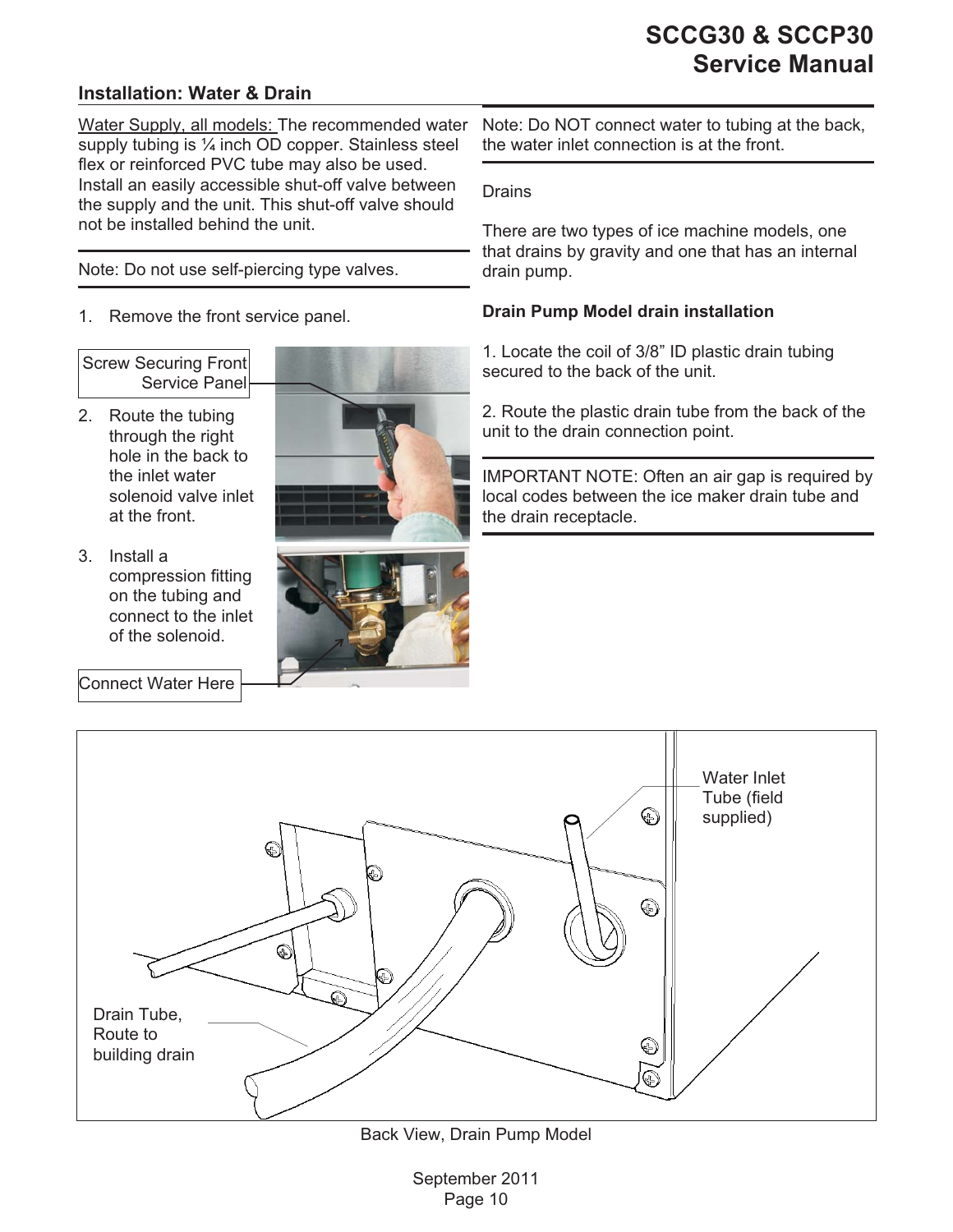## Installation: Water & Drain

Water Supply, all models: The recommended water supply tubing is ¼ inch OD copper. Stainless steel flex or reinforced PVC tube may also be used. Install an easily accessible shut-off valve between the supply and the unit. This shut-off valve should not be installed behind the unit.

Note: Do not use self-piercing type valves.

1. Remove the front service panel.

Screw Securing Front Service Panel

2. Route the tubing through the right hole in the back to the inlet water solenoid valve inlet at the front.

3. Install a compression fitting on the tubing and connect to the inlet of the solenoid.

Connect Water Here

Note: Do NOT connect water to tubing at the back, the water inlet connection is at the front.

Drains

There are two types of ice machine models, one that drains by gravity and one that has an internal drain pump.

**Drain Pump Model drain installation**

1. Locate the coil of 3/8" ID plastic drain tubing secured to the back of the unit.

2. Route the plastic drain tube from the back of the unit to the drain connection point.

IMPORTANT NOTE: Often an air gap is required by local codes between the ice maker drain tube and the drain receptacle.

Water Inlet Tube (field supplied)

Drain Tube, Route to building drain

Back View, Drain Pump Model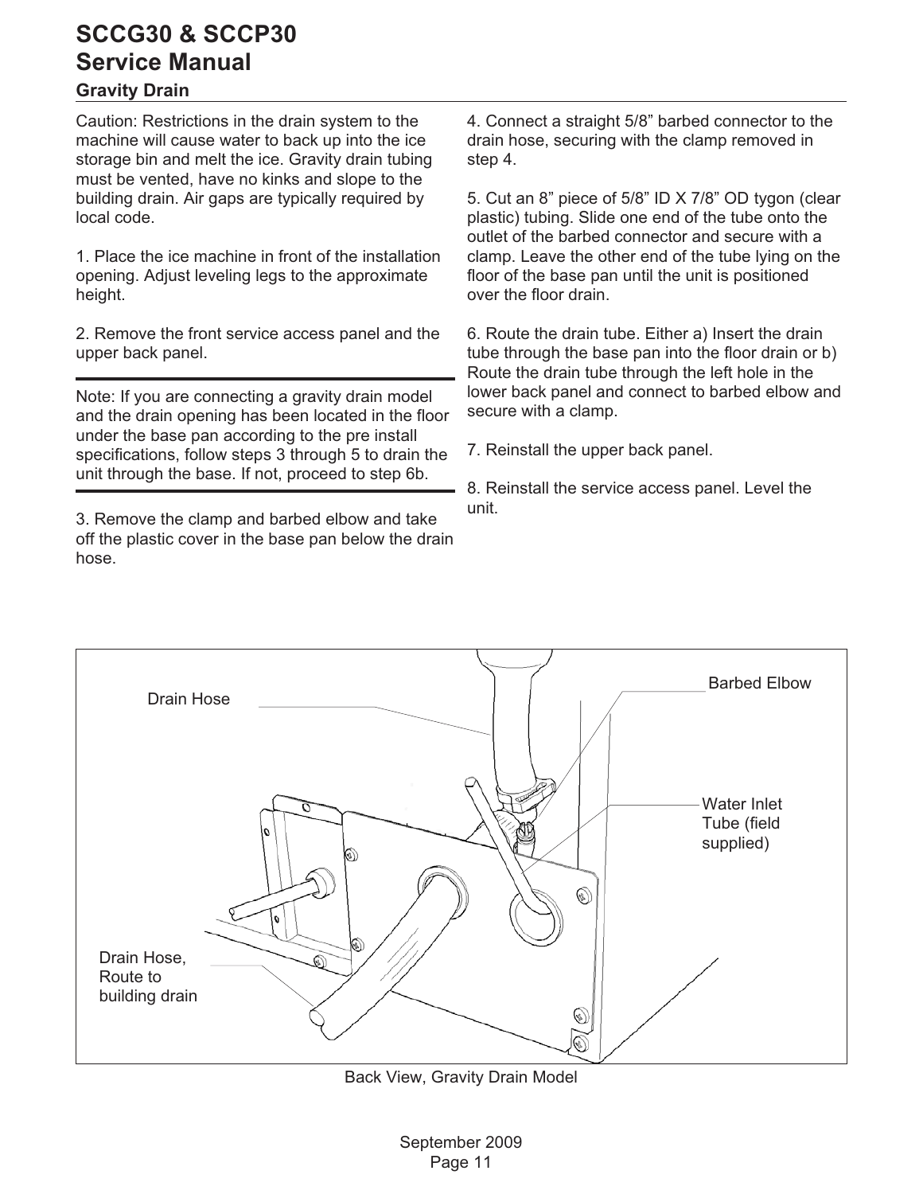# SCCG30 & SCCP30 Service Manual

## Gravity Drain

Caution: Restrictions in the drain system to the machine will cause water to back up into the ice storage bin and melt the ice. Gravity drain tubing must be vented, have no kinks and slope to the building drain. Air gaps are typically required by local code.

1. Place the ice machine in front of the installation opening. Adjust leveling legs to the approximate height.

2. Remove the front service access panel and the upper back panel.

---

Note: If you are connecting a gravity drain model and the drain opening has been located in the floor under the base pan according to the pre install specifications, follow steps 3 through 5 to drain the unit through the base. If not, proceed to step 6b.

---

3. Remove the clamp and barbed elbow and take off the plastic cover in the base pan below the drain hose.

4. Connect a straight 5/8" barbed connector to the drain hose, securing with the clamp removed in step 4.

5. Cut an 8" piece of 5/8" ID X 7/8" OD tygon (clear plastic) tubing. Slide one end of the tube onto the outlet of the barbed connector and secure with a clamp. Leave the other end of the tube lying on the floor of the base pan until the unit is positioned over the floor drain.

6. Route the drain tube. Either a) Insert the drain tube through the base pan into the floor drain or b) Route the drain tube through the left hole in the lower back panel and connect to barbed elbow and secure with a clamp.

7. Reinstall the upper back panel.

8. Reinstall the service access panel. Level the unit.

Drain Hose

Barbed Elbow

Water Inlet Tube (field supplied)

Drain Hose, Route to building drain

Back View, Gravity Drain Model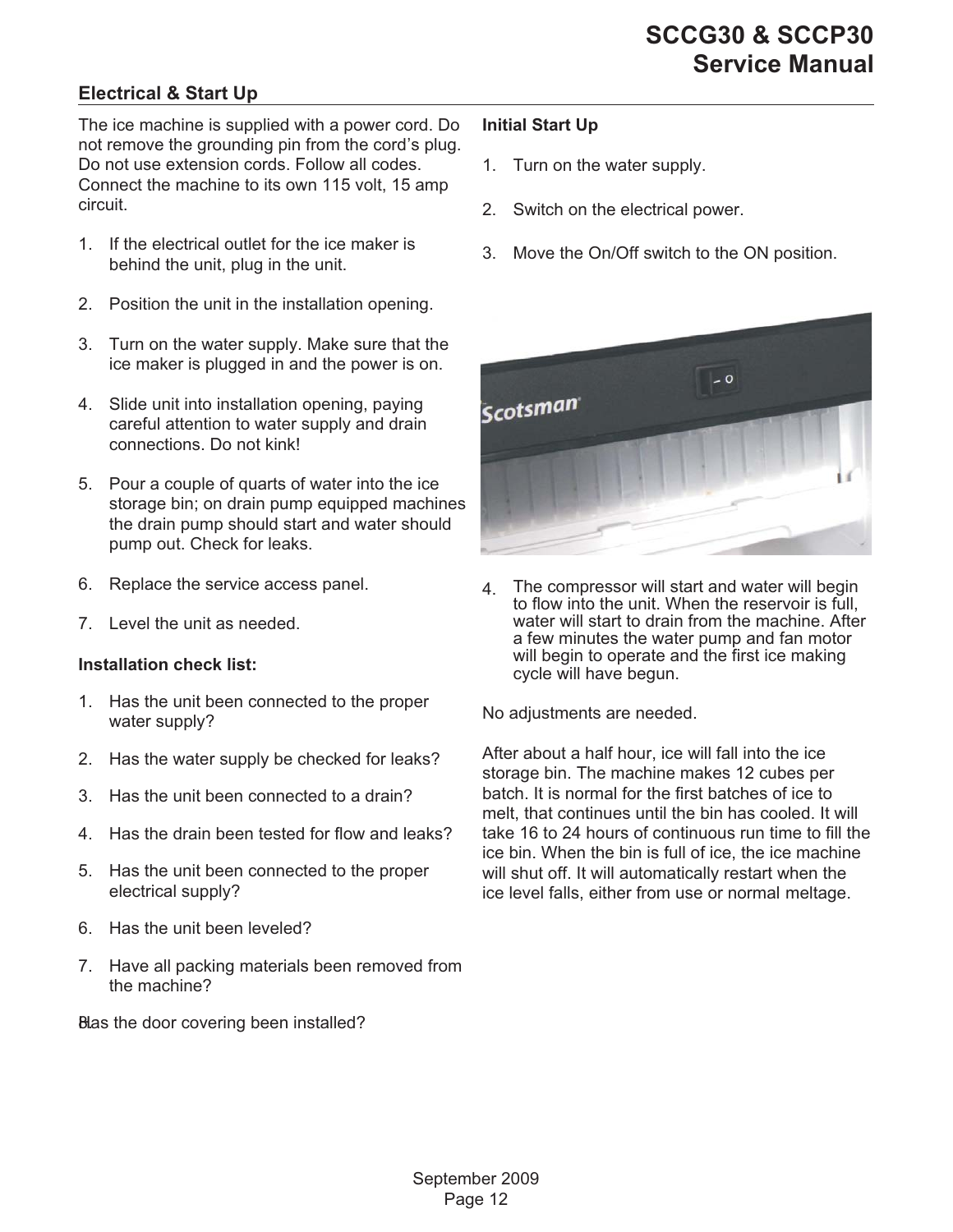## Electrical & Start Up

The ice machine is supplied with a power cord. Do not remove the grounding pin from the cord's plug. Do not use extension cords. Follow all codes. Connect the machine to its own 115 volt, 15 amp circuit.

1. If the electrical outlet for the ice maker is behind the unit, plug in the unit.
2. Position the unit in the installation opening.
3. Turn on the water supply. Make sure that the ice maker is plugged in and the power is on.
4. Slide unit into installation opening, paying careful attention to water supply and drain connections. Do not kink!
5. Pour a couple of quarts of water into the ice storage bin; on drain pump equipped machines the drain pump should start and water should pump out. Check for leaks.
6. Replace the service access panel.
7. Level the unit as needed.

**Installation check list:**

1. Has the unit been connected to the proper water supply?
2. Has the water supply be checked for leaks?
3. Has the unit been connected to a drain?
4. Has the drain been tested for flow and leaks?
5. Has the unit been connected to the proper electrical supply?
6. Has the unit been leveled?
7. Have all packing materials been removed from the machine?
8. Has the door covering been installed?

**Initial Start Up**

1. Turn on the water supply.
2. Switch on the electrical power.
3. Move the On/Off switch to the ON position.
4. The compressor will start and water will begin to flow into the unit. When the reservoir is full, water will start to drain from the machine. After a few minutes the water pump and fan motor will begin to operate and the first ice making cycle will have begun.

No adjustments are needed.

After about a half hour, ice will fall into the ice storage bin. The machine makes 12 cubes per batch. It is normal for the first batches of ice to melt, that continues until the bin has cooled. It will take 16 to 24 hours of continuous run time to fill the ice bin. When the bin is full of ice, the ice machine will shut off. It will automatically restart when the ice level falls, either from use or normal meltage.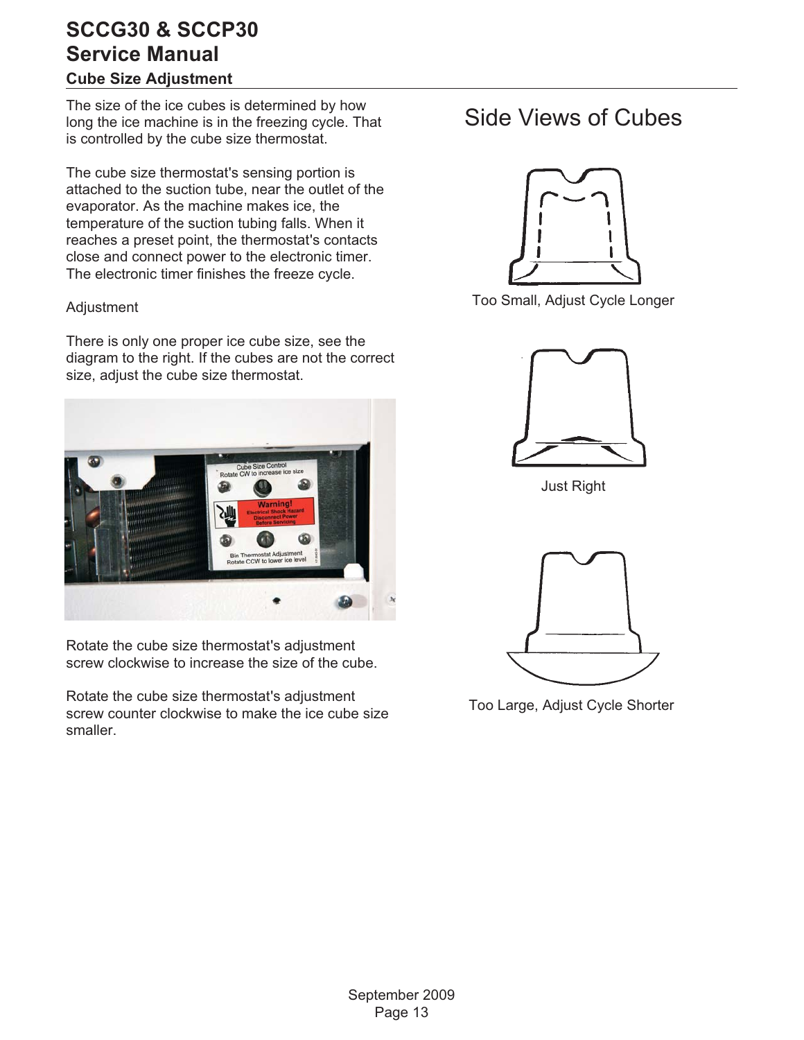## Cube Size Adjustment

The size of the ice cubes is determined by how long the ice machine is in the freezing cycle. That is controlled by the cube size thermostat.

The cube size thermostat's sensing portion is attached to the suction tube, near the outlet of the evaporator. As the machine makes ice, the temperature of the suction tubing falls. When it reaches a preset point, the thermostat's contacts close and connect power to the electronic timer. The electronic timer finishes the freeze cycle.

Adjustment

There is only one proper ice cube size, see the diagram to the right. If the cubes are not the correct size, adjust the cube size thermostat.

Rotate the cube size thermostat's adjustment screw clockwise to increase the size of the cube.

Rotate the cube size thermostat's adjustment screw counter clockwise to make the ice cube size smaller.

### Side Views of Cubes

Too Small, Adjust Cycle Longer

Just Right

Too Large, Adjust Cycle Shorter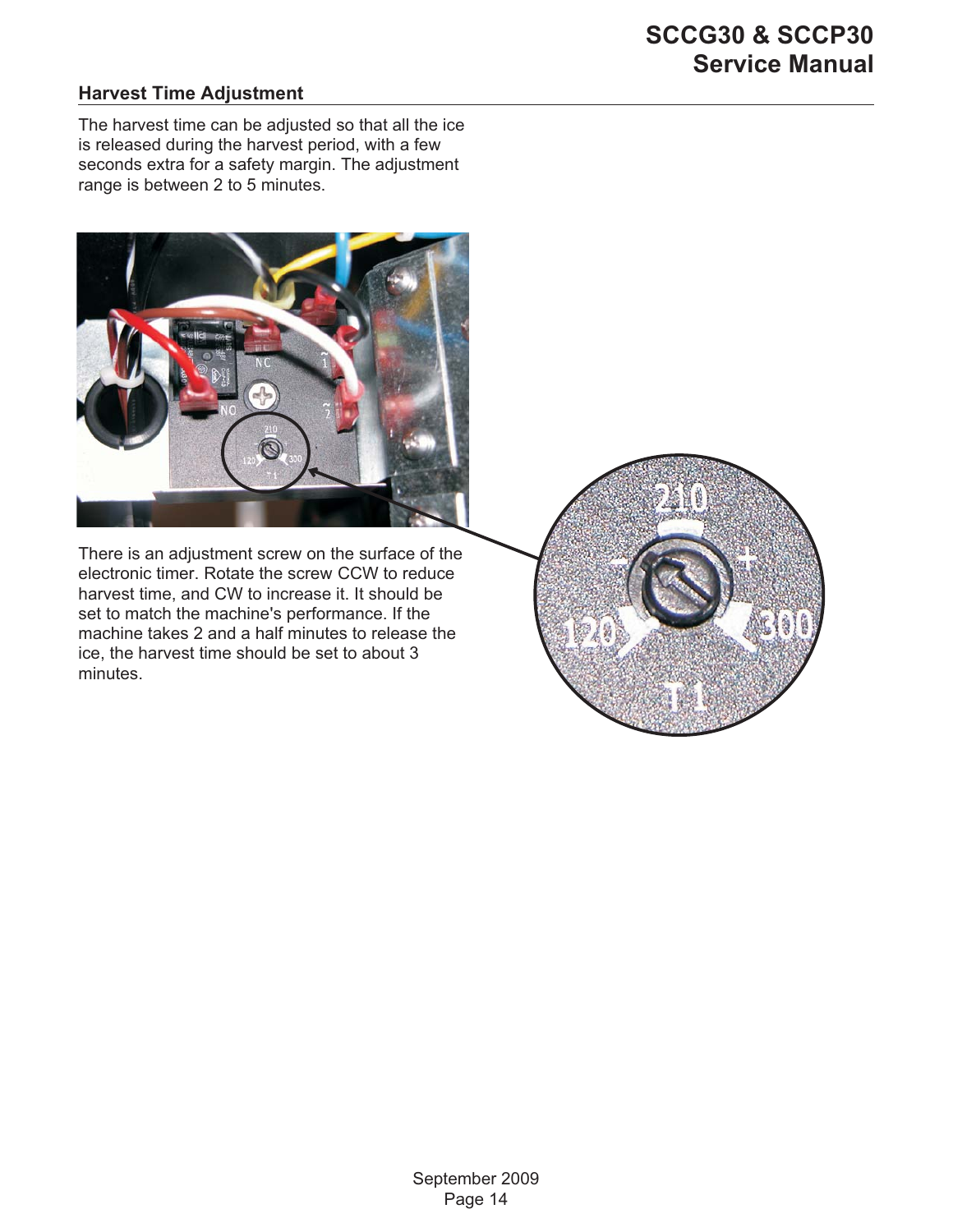## Harvest Time Adjustment

The harvest time can be adjusted so that all the ice is released during the harvest period, with a few seconds extra for a safety margin. The adjustment range is between 2 to 5 minutes.

There is an adjustment screw on the surface of the electronic timer. Rotate the screw CCW to reduce harvest time, and CW to increase it. It should be set to match the machine's performance. If the machine takes 2 and a half minutes to release the ice, the harvest time should be set to about 3 minutes.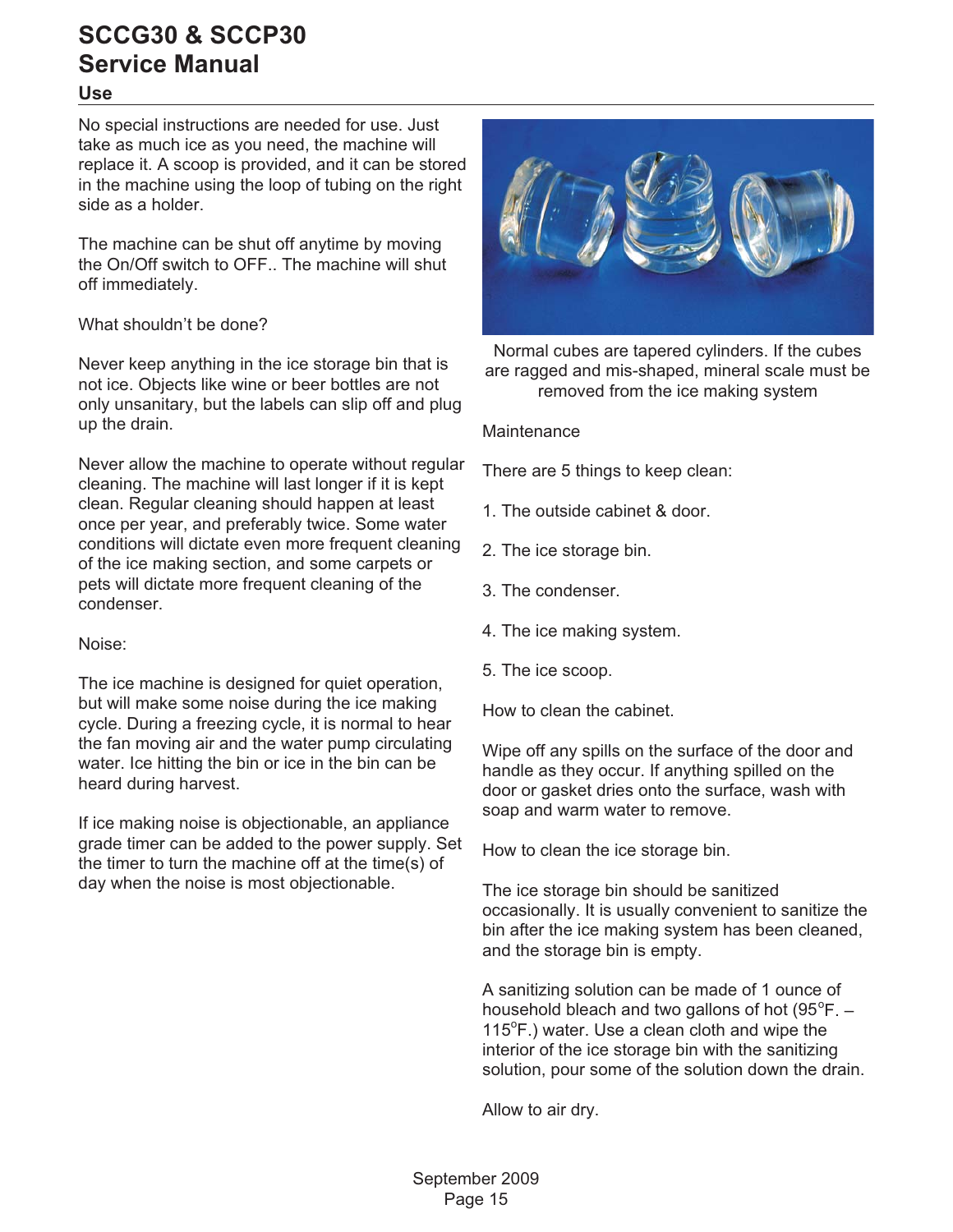## Use

No special instructions are needed for use. Just take as much ice as you need, the machine will replace it. A scoop is provided, and it can be stored in the machine using the loop of tubing on the right side as a holder.

The machine can be shut off anytime by moving the On/Off switch to OFF.. The machine will shut off immediately.

What shouldn't be done?

Never keep anything in the ice storage bin that is not ice. Objects like wine or beer bottles are not only unsanitary, but the labels can slip off and plug up the drain.

Never allow the machine to operate without regular cleaning. The machine will last longer if it is kept clean. Regular cleaning should happen at least once per year, and preferably twice. Some water conditions will dictate even more frequent cleaning of the ice making section, and some carpets or pets will dictate more frequent cleaning of the condenser.

Noise:

The ice machine is designed for quiet operation, but will make some noise during the ice making cycle. During a freezing cycle, it is normal to hear the fan moving air and the water pump circulating water. Ice hitting the bin or ice in the bin can be heard during harvest.

If ice making noise is objectionable, an appliance grade timer can be added to the power supply. Set the timer to turn the machine off at the time(s) of day when the noise is most objectionable.

Normal cubes are tapered cylinders. If the cubes are ragged and mis-shaped, mineral scale must be removed from the ice making system

Maintenance

There are 5 things to keep clean:

1. The outside cabinet & door.
2. The ice storage bin.
3. The condenser.
4. The ice making system.
5. The ice scoop.

How to clean the cabinet.

Wipe off any spills on the surface of the door and handle as they occur. If anything spilled on the door or gasket dries onto the surface, wash with soap and warm water to remove.

How to clean the ice storage bin.

The ice storage bin should be sanitized occasionally. It is usually convenient to sanitize the bin after the ice making system has been cleaned, and the storage bin is empty.

A sanitizing solution can be made of 1 ounce of household bleach and two gallons of hot (95°F. – 115°F.) water. Use a clean cloth and wipe the interior of the ice storage bin with the sanitizing solution, pour some of the solution down the drain.

Allow to air dry.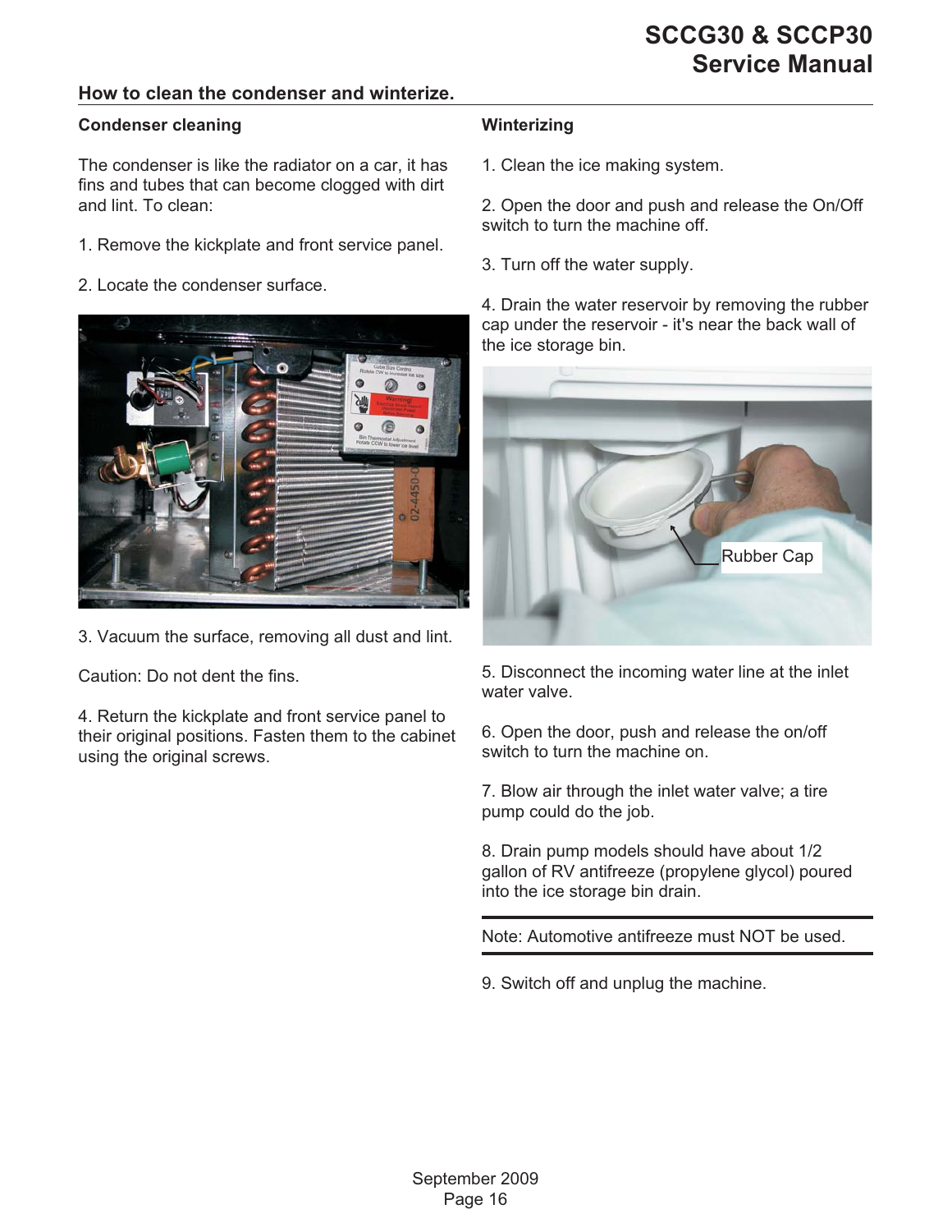## How to clean the condenser and winterize.

### Condenser cleaning

The condenser is like the radiator on a car, it has fins and tubes that can become clogged with dirt and lint. To clean:

1. Remove the kickplate and front service panel.

2. Locate the condenser surface.

3. Vacuum the surface, removing all dust and lint.

Caution: Do not dent the fins.

4. Return the kickplate and front service panel to their original positions. Fasten them to the cabinet using the original screws.

### Winterizing

1. Clean the ice making system.

2. Open the door and push and release the On/Off switch to turn the machine off.

3. Turn off the water supply.

4. Drain the water reservoir by removing the rubber cap under the reservoir - it's near the back wall of the ice storage bin.

Rubber Cap

5. Disconnect the incoming water line at the inlet water valve.

6. Open the door, push and release the on/off switch to turn the machine on.

7. Blow air through the inlet water valve; a tire pump could do the job.

8. Drain pump models should have about 1/2 gallon of RV antifreeze (propylene glycol) poured into the ice storage bin drain.

---

Note: Automotive antifreeze must NOT be used.

---

9. Switch off and unplug the machine.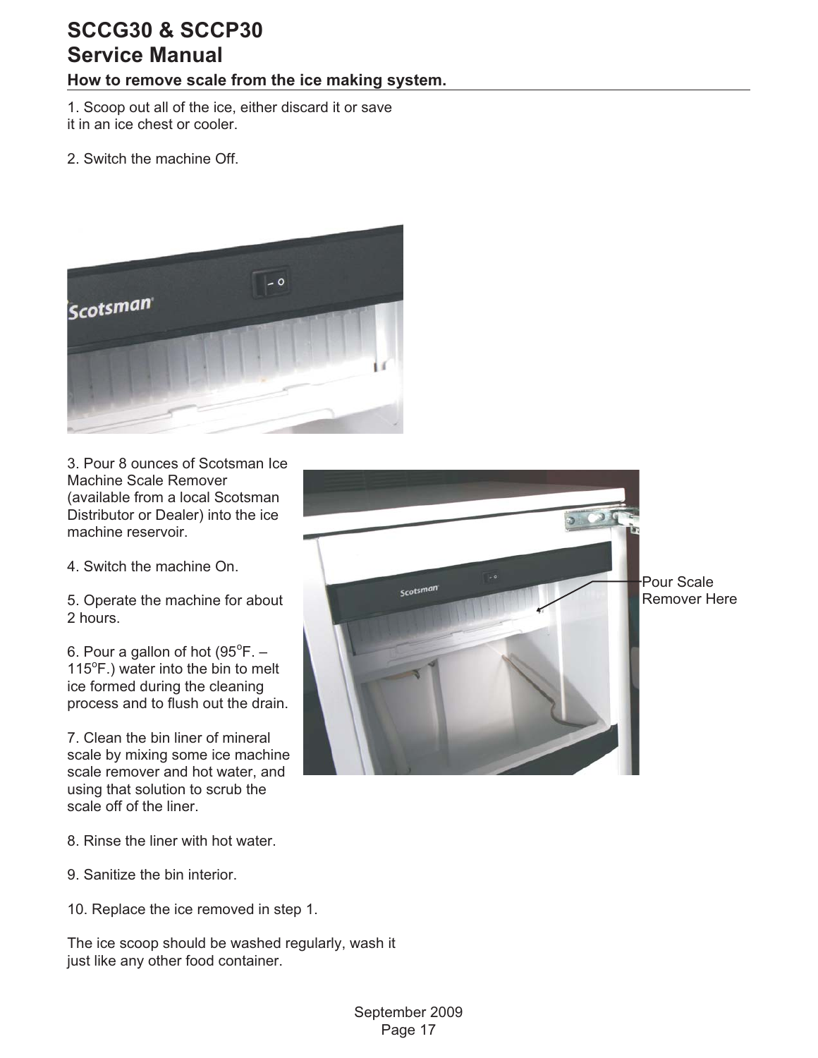## How to remove scale from the ice making system.

1. Scoop out all of the ice, either discard it or save it in an ice chest or cooler.

2. Switch the machine Off.

3. Pour 8 ounces of Scotsman Ice Machine Scale Remover (available from a local Scotsman Distributor or Dealer) into the ice machine reservoir.

4. Switch the machine On.

5. Operate the machine for about 2 hours.

6. Pour a gallon of hot (95°F. – 115°F.) water into the bin to melt ice formed during the cleaning process and to flush out the drain.

7. Clean the bin liner of mineral scale by mixing some ice machine scale remover and hot water, and using that solution to scrub the scale off of the liner.

8. Rinse the liner with hot water.

9. Sanitize the bin interior.

10. Replace the ice removed in step 1.

Pour Scale Remover Here

The ice scoop should be washed regularly, wash it just like any other food container.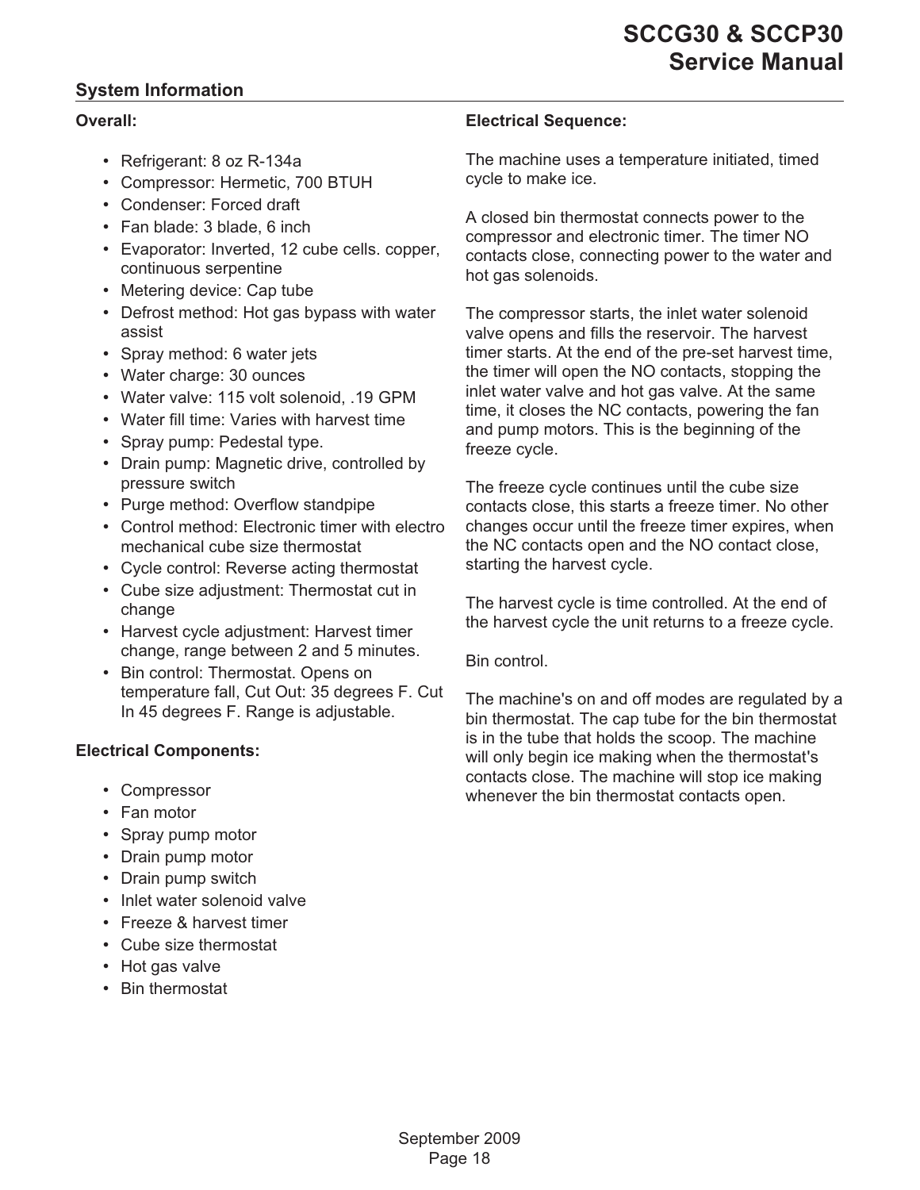## System Information

**Overall:**

- Refrigerant: 8 oz R-134a
- Compressor: Hermetic, 700 BTUH
- Condenser: Forced draft
- Fan blade: 3 blade, 6 inch
- Evaporator: Inverted, 12 cube cells. copper, continuous serpentine
- Metering device: Cap tube
- Defrost method: Hot gas bypass with water assist
- Spray method: 6 water jets
- Water charge: 30 ounces
- Water valve: 115 volt solenoid, .19 GPM
- Water fill time: Varies with harvest time
- Spray pump: Pedestal type.
- Drain pump: Magnetic drive, controlled by pressure switch
- Purge method: Overflow standpipe
- Control method: Electronic timer with electro mechanical cube size thermostat
- Cycle control: Reverse acting thermostat
- Cube size adjustment: Thermostat cut in change
- Harvest cycle adjustment: Harvest timer change, range between 2 and 5 minutes.
- Bin control: Thermostat. Opens on temperature fall, Cut Out: 35 degrees F. Cut In 45 degrees F. Range is adjustable.

**Electrical Components:**

- Compressor
- Fan motor
- Spray pump motor
- Drain pump motor
- Drain pump switch
- Inlet water solenoid valve
- Freeze & harvest timer
- Cube size thermostat
- Hot gas valve
- Bin thermostat

**Electrical Sequence:**

The machine uses a temperature initiated, timed cycle to make ice.

A closed bin thermostat connects power to the compressor and electronic timer. The timer NO contacts close, connecting power to the water and hot gas solenoids.

The compressor starts, the inlet water solenoid valve opens and fills the reservoir. The harvest timer starts. At the end of the pre-set harvest time, the timer will open the NO contacts, stopping the inlet water valve and hot gas valve. At the same time, it closes the NC contacts, powering the fan and pump motors. This is the beginning of the freeze cycle.

The freeze cycle continues until the cube size contacts close, this starts a freeze timer. No other changes occur until the freeze timer expires, when the NC contacts open and the NO contact close, starting the harvest cycle.

The harvest cycle is time controlled. At the end of the harvest cycle the unit returns to a freeze cycle.

Bin control.

The machine's on and off modes are regulated by a bin thermostat. The cap tube for the bin thermostat is in the tube that holds the scoop. The machine will only begin ice making when the thermostat's contacts close. The machine will stop ice making whenever the bin thermostat contacts open.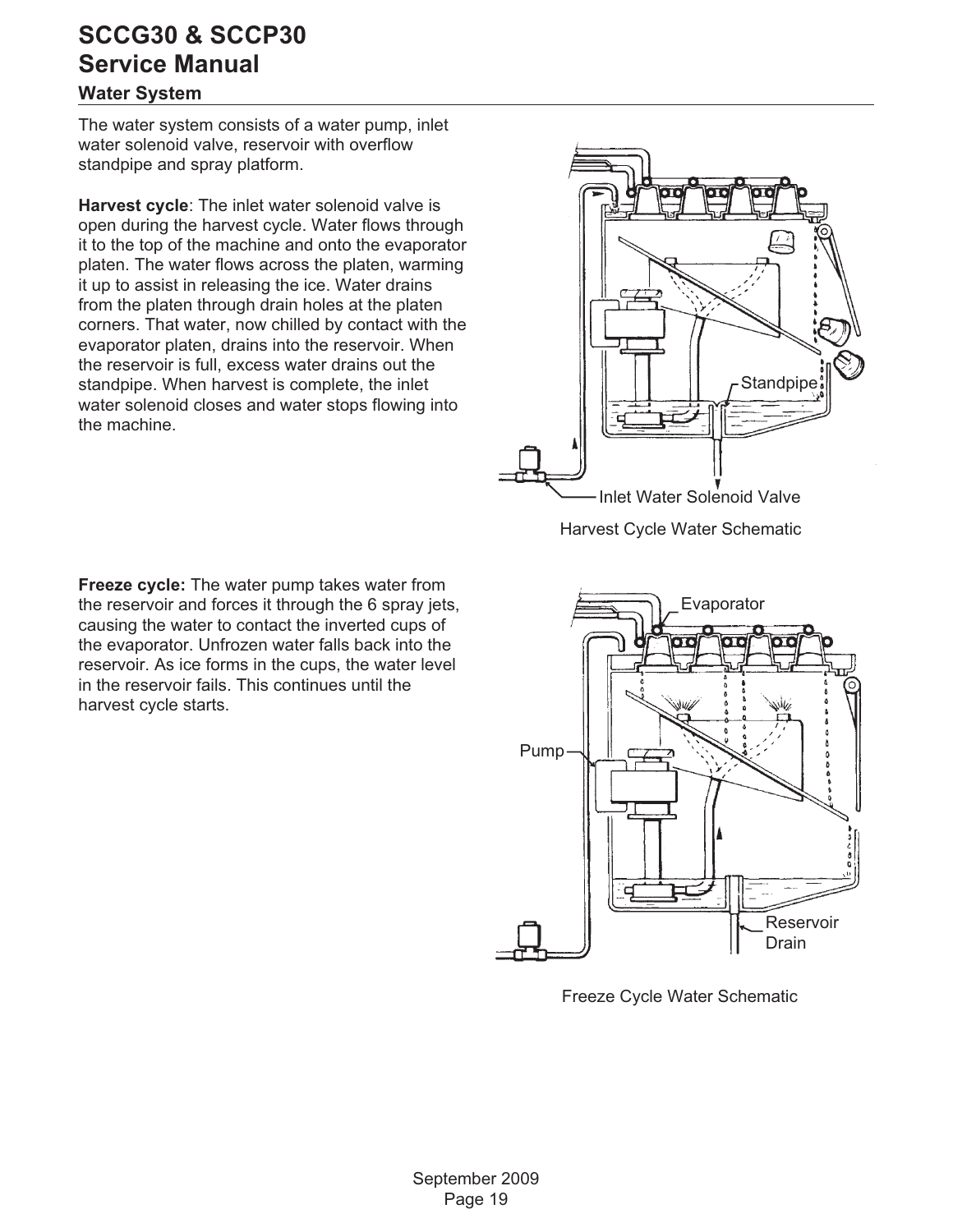## Water System

The water system consists of a water pump, inlet water solenoid valve, reservoir with overflow standpipe and spray platform.

**Harvest cycle**: The inlet water solenoid valve is open during the harvest cycle. Water flows through it to the top of the machine and onto the evaporator platen. The water flows across the platen, warming it up to assist in releasing the ice. Water drains from the platen through drain holes at the platen corners. That water, now chilled by contact with the evaporator platen, drains into the reservoir. When the reservoir is full, excess water drains out the standpipe. When harvest is complete, the inlet water solenoid closes and water stops flowing into the machine.

Standpipe

Inlet Water Solenoid Valve

Harvest Cycle Water Schematic

**Freeze cycle:** The water pump takes water from the reservoir and forces it through the 6 spray jets, causing the water to contact the inverted cups of the evaporator. Unfrozen water falls back into the reservoir. As ice forms in the cups, the water level in the reservoir fails. This continues until the harvest cycle starts.

Evaporator

Pump

Reservoir Drain

Freeze Cycle Water Schematic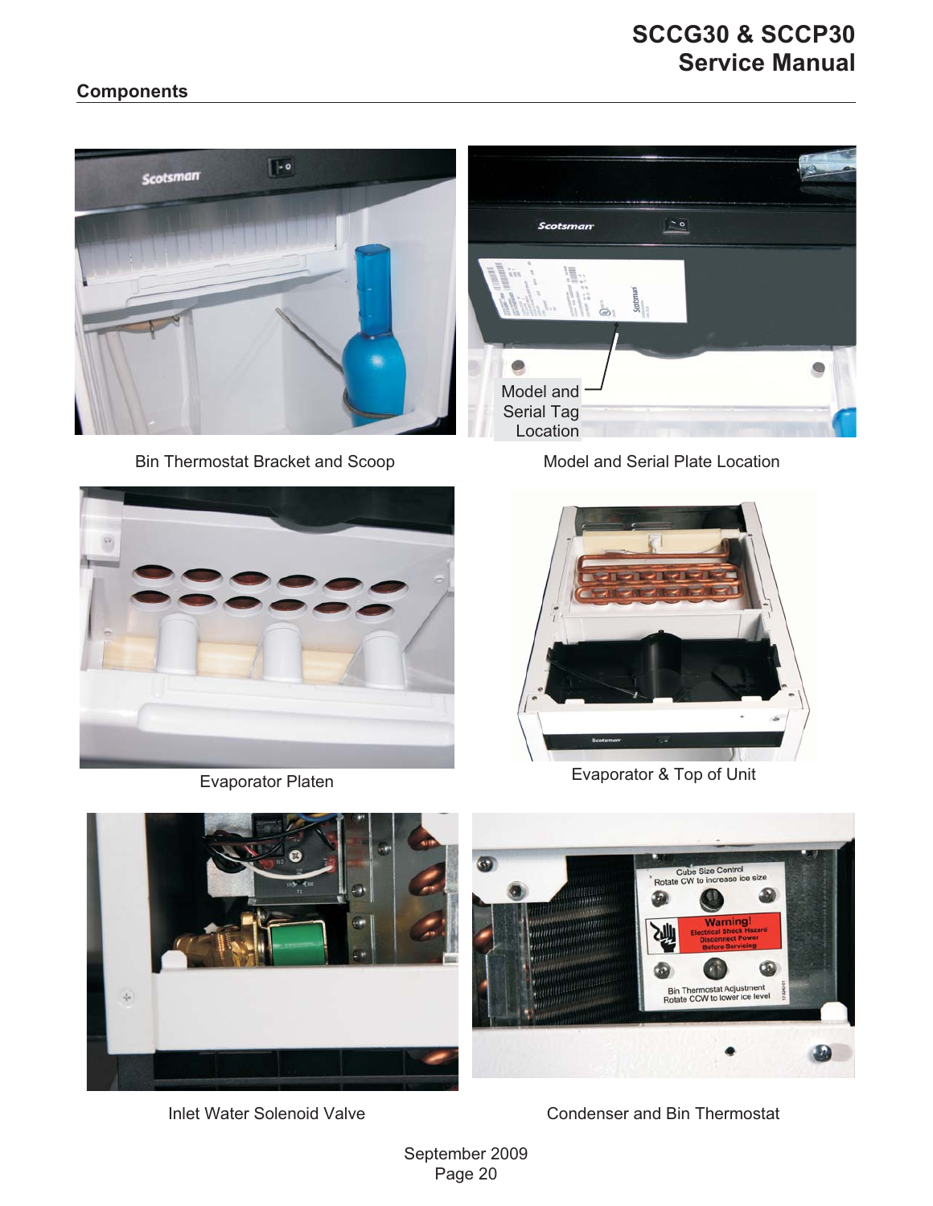## Components

Bin Thermostat Bracket and Scoop

Model and Serial Tag Location

Model and Serial Plate Location

Evaporator Platen

Evaporator & Top of Unit

Inlet Water Solenoid Valve

Cube Size Control
Rotate CW to increase ice size

Warning!
Electrical Shock Hazard
Disconnect Power
Before Servicing

Bin Thermostat Adjustment
Rotate CCW to lower ice level

Condenser and Bin Thermostat

September 2009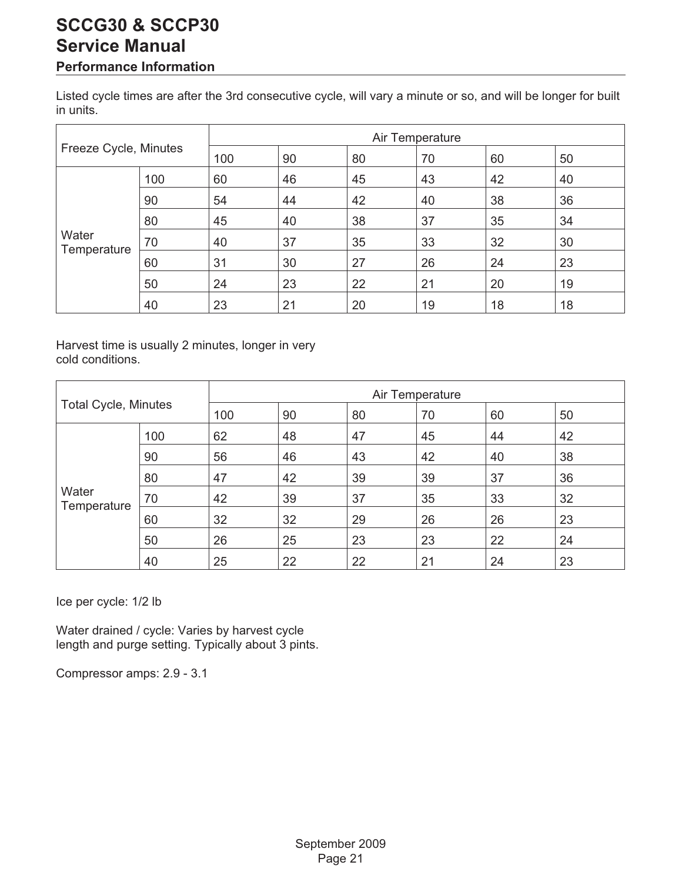# SCCG30 & SCCP30
# Service Manual
### Performance Information

Listed cycle times are after the 3rd consecutive cycle, will vary a minute or so, and will be longer for built in units.

| Freeze Cycle, Minutes | | Air Temperature | | | | | |
|---|---|---|---|---|---|---|---|
| | | 100 | 90 | 80 | 70 | 60 | 50 |
| Water Temperature | 100 | 60 | 46 | 45 | 43 | 42 | 40 |
| | 90 | 54 | 44 | 42 | 40 | 38 | 36 |
| | 80 | 45 | 40 | 38 | 37 | 35 | 34 |
| | 70 | 40 | 37 | 35 | 33 | 32 | 30 |
| | 60 | 31 | 30 | 27 | 26 | 24 | 23 |
| | 50 | 24 | 23 | 22 | 21 | 20 | 19 |
| | 40 | 23 | 21 | 20 | 19 | 18 | 18 |

Harvest time is usually 2 minutes, longer in very cold conditions.

| Total Cycle, Minutes | | Air Temperature | | | | | |
|---|---|---|---|---|---|---|---|
| | | 100 | 90 | 80 | 70 | 60 | 50 |
| Water Temperature | 100 | 62 | 48 | 47 | 45 | 44 | 42 |
| | 90 | 56 | 46 | 43 | 42 | 40 | 38 |
| | 80 | 47 | 42 | 39 | 39 | 37 | 36 |
| | 70 | 42 | 39 | 37 | 35 | 33 | 32 |
| | 60 | 32 | 32 | 29 | 26 | 26 | 23 |
| | 50 | 26 | 25 | 23 | 23 | 22 | 24 |
| | 40 | 25 | 22 | 22 | 21 | 24 | 23 |

Ice per cycle: 1/2 lb

Water drained / cycle: Varies by harvest cycle length and purge setting. Typically about 3 pints.

Compressor amps: 2.9 - 3.1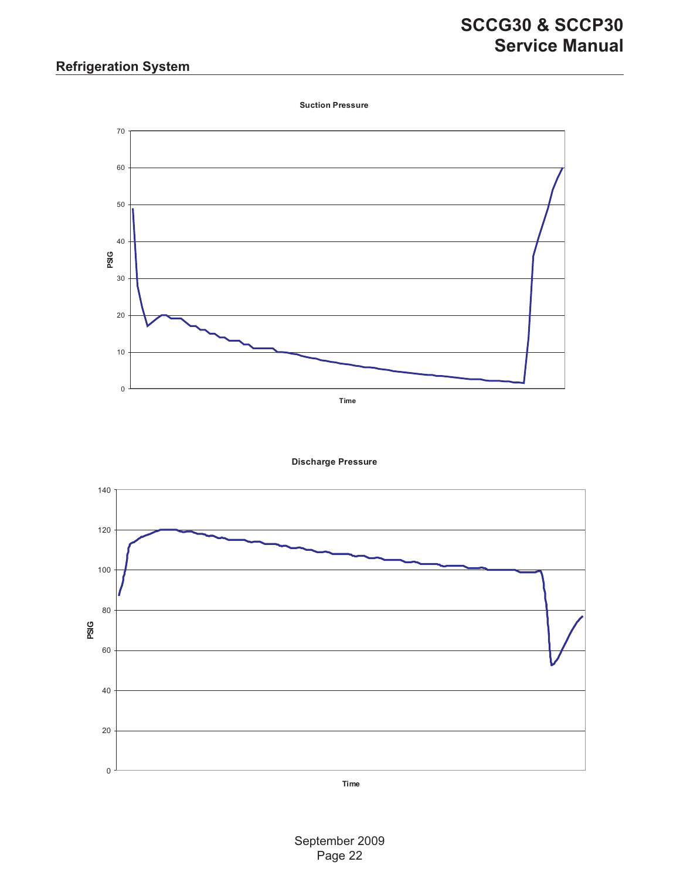## Refrigeration System

**Suction Pressure**

**Discharge Pressure**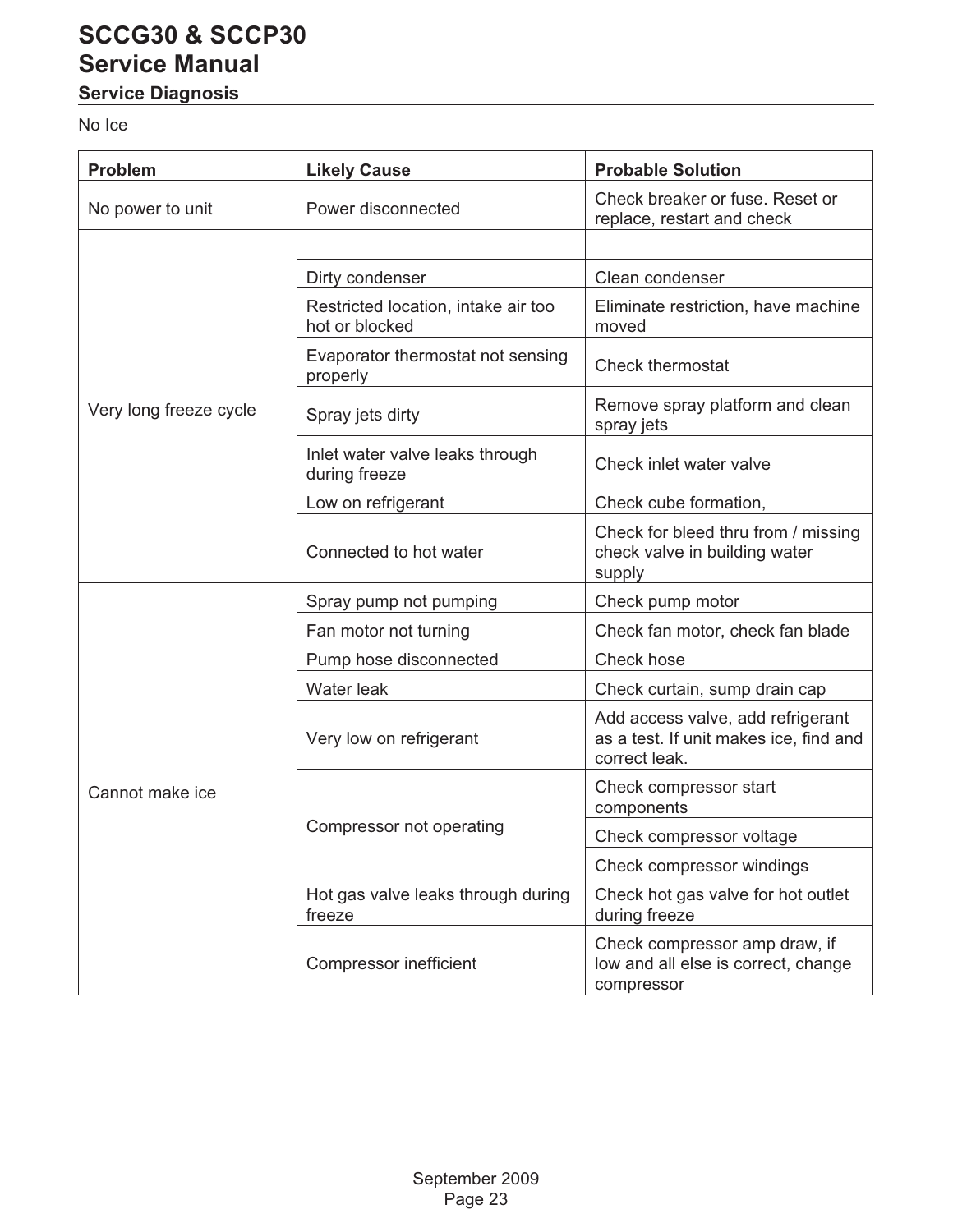# SCCG30 & SCCP30

# Service Manual

## Service Diagnosis

No Ice

| Problem | Likely Cause | Probable Solution |
|---|---|---|
| No power to unit | Power disconnected | Check breaker or fuse. Reset or replace, restart and check |
| Very long freeze cycle | | |
| | Dirty condenser | Clean condenser |
| | Restricted location, intake air too hot or blocked | Eliminate restriction, have machine moved |
| | Evaporator thermostat not sensing properly | Check thermostat |
| | Spray jets dirty | Remove spray platform and clean spray jets |
| | Inlet water valve leaks through during freeze | Check inlet water valve |
| | Low on refrigerant | Check cube formation, |
| | Connected to hot water | Check for bleed thru from / missing check valve in building water supply |
| Cannot make ice | Spray pump not pumping | Check pump motor |
| | Fan motor not turning | Check fan motor, check fan blade |
| | Pump hose disconnected | Check hose |
| | Water leak | Check curtain, sump drain cap |
| | Very low on refrigerant | Add access valve, add refrigerant as a test. If unit makes ice, find and correct leak. |
| | Compressor not operating | Check compressor start components |
| | | Check compressor voltage |
| | | Check compressor windings |
| | Hot gas valve leaks through during freeze | Check hot gas valve for hot outlet during freeze |
| | Compressor inefficient | Check compressor amp draw, if low and all else is correct, change compressor |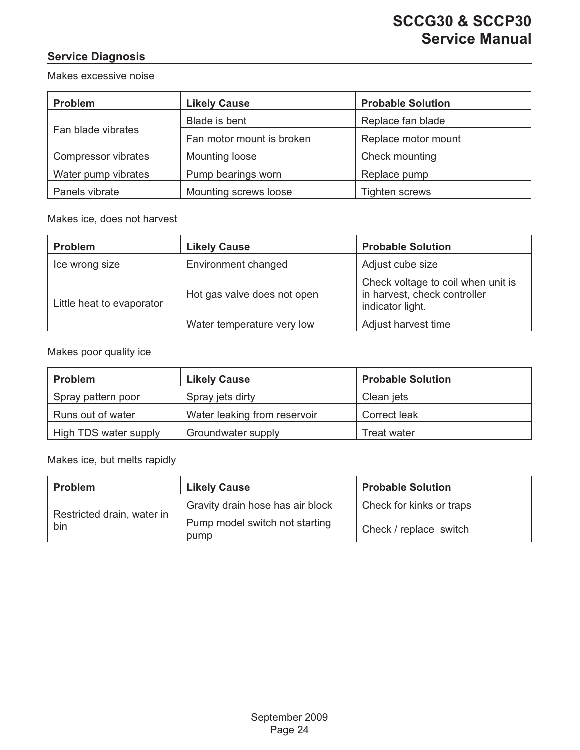## Service Diagnosis

Makes excessive noise

| Problem | Likely Cause | Probable Solution |
| --- | --- | --- |
| Fan blade vibrates | Blade is bent | Replace fan blade |
| | Fan motor mount is broken | Replace motor mount |
| Compressor vibrates | Mounting loose | Check mounting |
| Water pump vibrates | Pump bearings worn | Replace pump |
| Panels vibrate | Mounting screws loose | Tighten screws |

Makes ice, does not harvest

| Problem | Likely Cause | Probable Solution |
| --- | --- | --- |
| Ice wrong size | Environment changed | Adjust cube size |
| Little heat to evaporator | Hot gas valve does not open | Check voltage to coil when unit is in harvest, check controller indicator light. |
| | Water temperature very low | Adjust harvest time |

Makes poor quality ice

| Problem | Likely Cause | Probable Solution |
| --- | --- | --- |
| Spray pattern poor | Spray jets dirty | Clean jets |
| Runs out of water | Water leaking from reservoir | Correct leak |
| High TDS water supply | Groundwater supply | Treat water |

Makes ice, but melts rapidly

| Problem | Likely Cause | Probable Solution |
| --- | --- | --- |
| Restricted drain, water in bin | Gravity drain hose has air block | Check for kinks or traps |
| | Pump model switch not starting pump | Check / replace switch |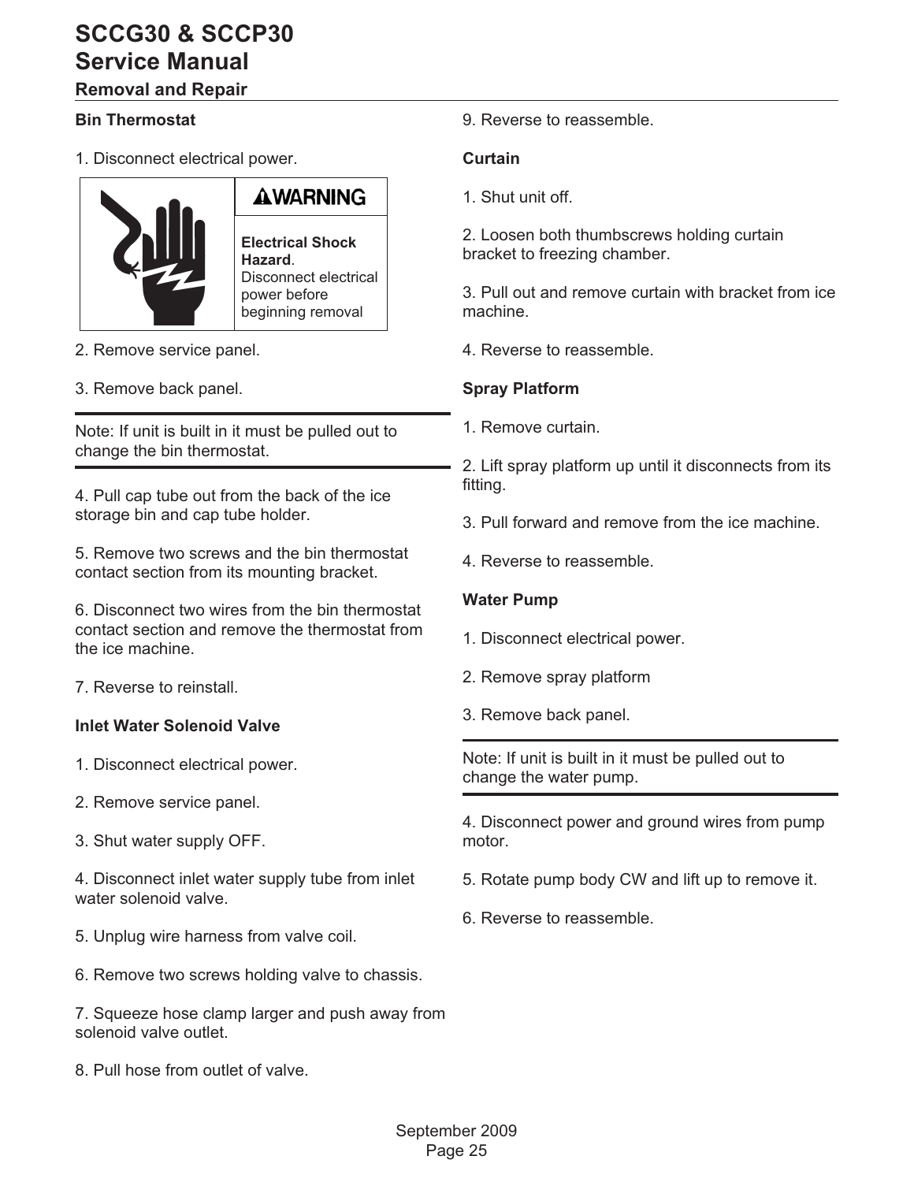## Removal and Repair

### Bin Thermostat

1. Disconnect electrical power.

> **⚠WARNING**
>
> **Electrical Shock Hazard**. Disconnect electrical power before beginning removal

2. Remove service panel.

3. Remove back panel.

---

Note: If unit is built in it must be pulled out to change the bin thermostat.

---

4. Pull cap tube out from the back of the ice storage bin and cap tube holder.

5. Remove two screws and the bin thermostat contact section from its mounting bracket.

6. Disconnect two wires from the bin thermostat contact section and remove the thermostat from the ice machine.

7. Reverse to reinstall.

### Inlet Water Solenoid Valve

1. Disconnect electrical power.

2. Remove service panel.

3. Shut water supply OFF.

4. Disconnect inlet water supply tube from inlet water solenoid valve.

5. Unplug wire harness from valve coil.

6. Remove two screws holding valve to chassis.

7. Squeeze hose clamp larger and push away from solenoid valve outlet.

8. Pull hose from outlet of valve.

9. Reverse to reassemble.

### Curtain

1. Shut unit off.

2. Loosen both thumbscrews holding curtain bracket to freezing chamber.

3. Pull out and remove curtain with bracket from ice machine.

4. Reverse to reassemble.

### Spray Platform

1. Remove curtain.

2. Lift spray platform up until it disconnects from its fitting.

3. Pull forward and remove from the ice machine.

4. Reverse to reassemble.

### Water Pump

1. Disconnect electrical power.

2. Remove spray platform

3. Remove back panel.

---

Note: If unit is built in it must be pulled out to change the water pump.

---

4. Disconnect power and ground wires from pump motor.

5. Rotate pump body CW and lift up to remove it.

6. Reverse to reassemble.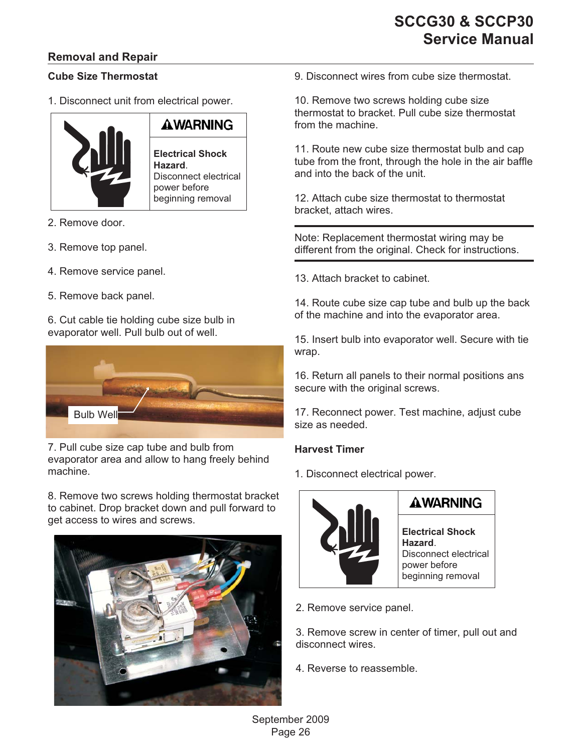## Removal and Repair

### Cube Size Thermostat

1. Disconnect unit from electrical power.

| ⚠WARNING |
| --- |
| **Electrical Shock Hazard**. Disconnect electrical power before beginning removal |

2. Remove door.

3. Remove top panel.

4. Remove service panel.

5. Remove back panel.

6. Cut cable tie holding cube size bulb in evaporator well. Pull bulb out of well.

Bulb Well

7. Pull cube size cap tube and bulb from evaporator area and allow to hang freely behind machine.

8. Remove two screws holding thermostat bracket to cabinet. Drop bracket down and pull forward to get access to wires and screws.

9. Disconnect wires from cube size thermostat.

10. Remove two screws holding cube size thermostat to bracket. Pull cube size thermostat from the machine.

11. Route new cube size thermostat bulb and cap tube from the front, through the hole in the air baffle and into the back of the unit.

12. Attach cube size thermostat to thermostat bracket, attach wires.

Note: Replacement thermostat wiring may be different from the original. Check for instructions.

13. Attach bracket to cabinet.

14. Route cube size cap tube and bulb up the back of the machine and into the evaporator area.

15. Insert bulb into evaporator well. Secure with tie wrap.

16. Return all panels to their normal positions ans secure with the original screws.

17. Reconnect power. Test machine, adjust cube size as needed.

### Harvest Timer

1. Disconnect electrical power.

| ⚠WARNING |
| --- |
| **Electrical Shock Hazard**. Disconnect electrical power before beginning removal |

2. Remove service panel.

3. Remove screw in center of timer, pull out and disconnect wires.

4. Reverse to reassemble.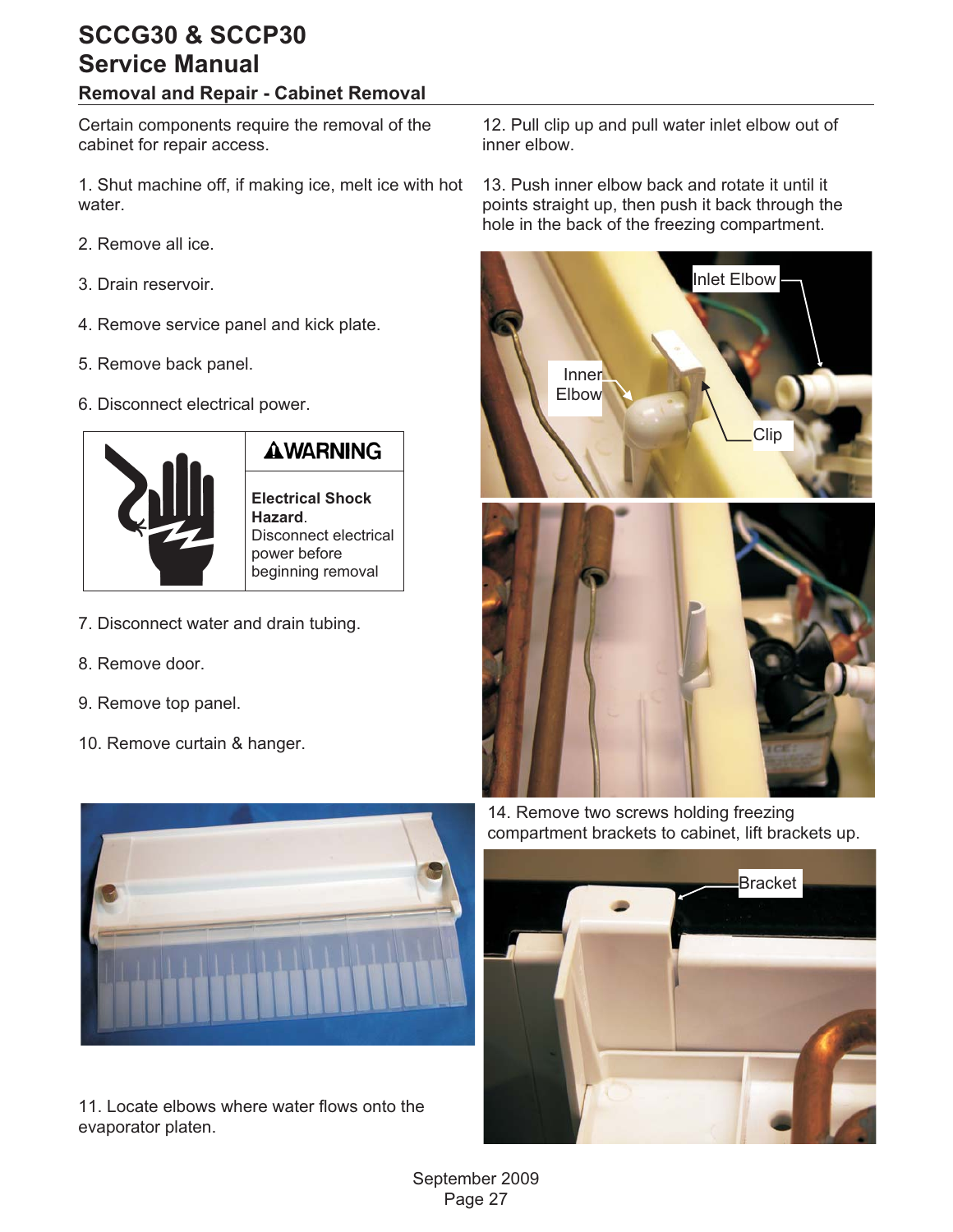# SCCG30 & SCCP30
# Service Manual

## Removal and Repair - Cabinet Removal

Certain components require the removal of the cabinet for repair access.

1. Shut machine off, if making ice, melt ice with hot water.

2. Remove all ice.

3. Drain reservoir.

4. Remove service panel and kick plate.

5. Remove back panel.

6. Disconnect electrical power.

| | **⚠WARNING** |
|---|---|
| | **Electrical Shock Hazard**. Disconnect electrical power before beginning removal |

7. Disconnect water and drain tubing.

8. Remove door.

9. Remove top panel.

10. Remove curtain & hanger.

11. Locate elbows where water flows onto the evaporator platen.

12. Pull clip up and pull water inlet elbow out of inner elbow.

13. Push inner elbow back and rotate it until it points straight up, then push it back through the hole in the back of the freezing compartment.

Inlet Elbow

Inner Elbow

Clip

14. Remove two screws holding freezing compartment brackets to cabinet, lift brackets up.

Bracket

September 2009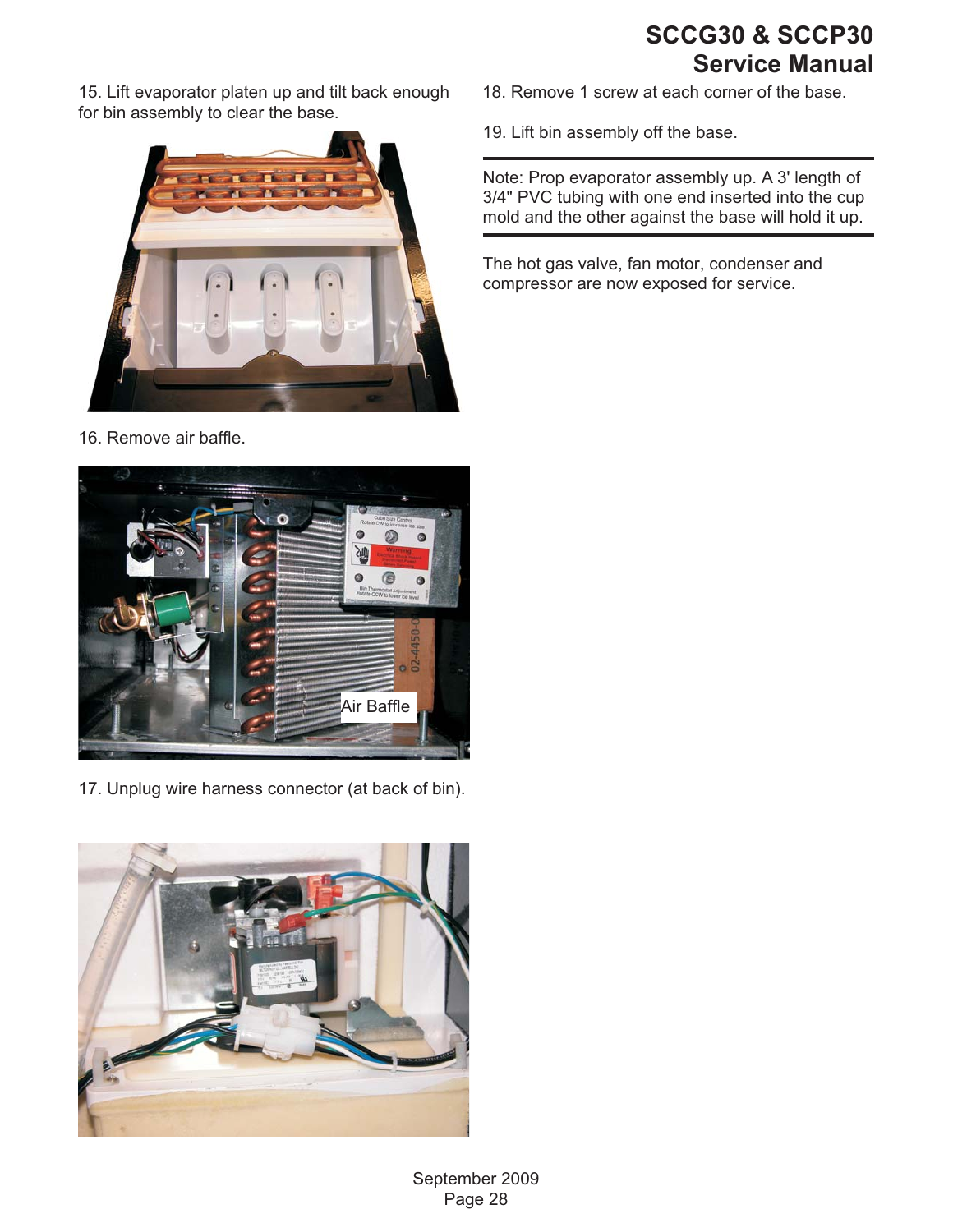15. Lift evaporator platen up and tilt back enough for bin assembly to clear the base.

16. Remove air baffle.

17. Unplug wire harness connector (at back of bin).

18. Remove 1 screw at each corner of the base.

19. Lift bin assembly off the base.

---

Note: Prop evaporator assembly up. A 3' length of 3/4" PVC tubing with one end inserted into the cup mold and the other against the base will hold it up.

---

The hot gas valve, fan motor, condenser and compressor are now exposed for service.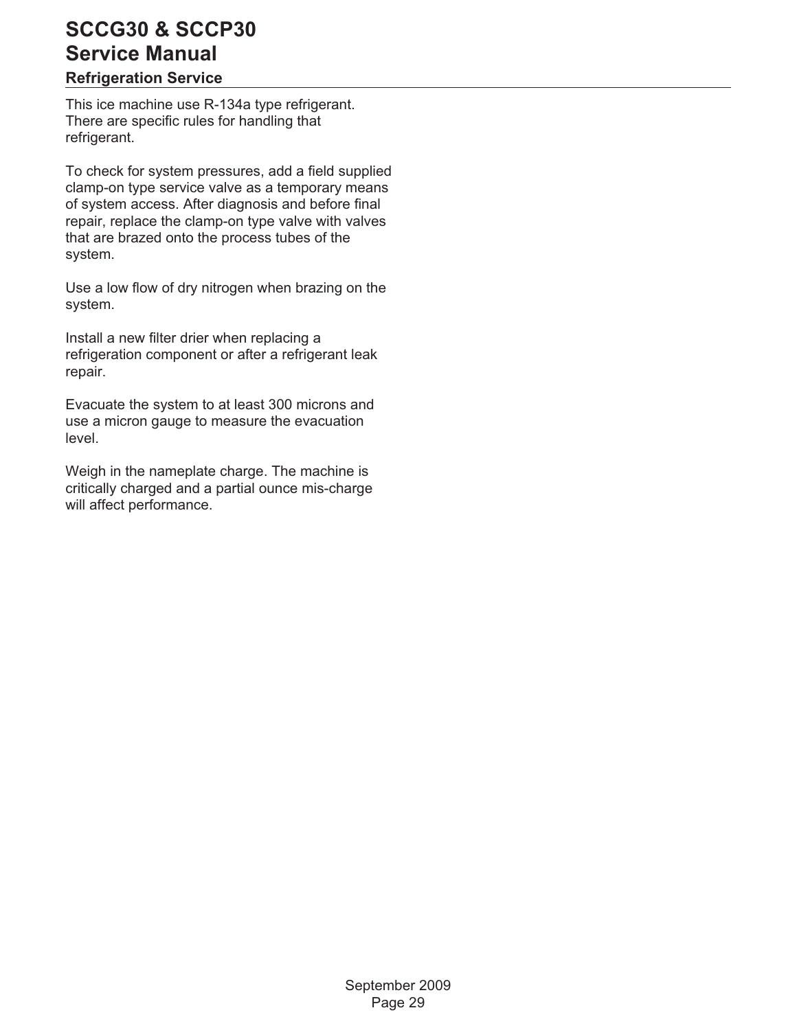## Refrigeration Service

This ice machine use R-134a type refrigerant. There are specific rules for handling that refrigerant.

To check for system pressures, add a field supplied clamp-on type service valve as a temporary means of system access. After diagnosis and before final repair, replace the clamp-on type valve with valves that are brazed onto the process tubes of the system.

Use a low flow of dry nitrogen when brazing on the system.

Install a new filter drier when replacing a refrigeration component or after a refrigerant leak repair.

Evacuate the system to at least 300 microns and use a micron gauge to measure the evacuation level.

Weigh in the nameplate charge. The machine is critically charged and a partial ounce mis-charge will affect performance.